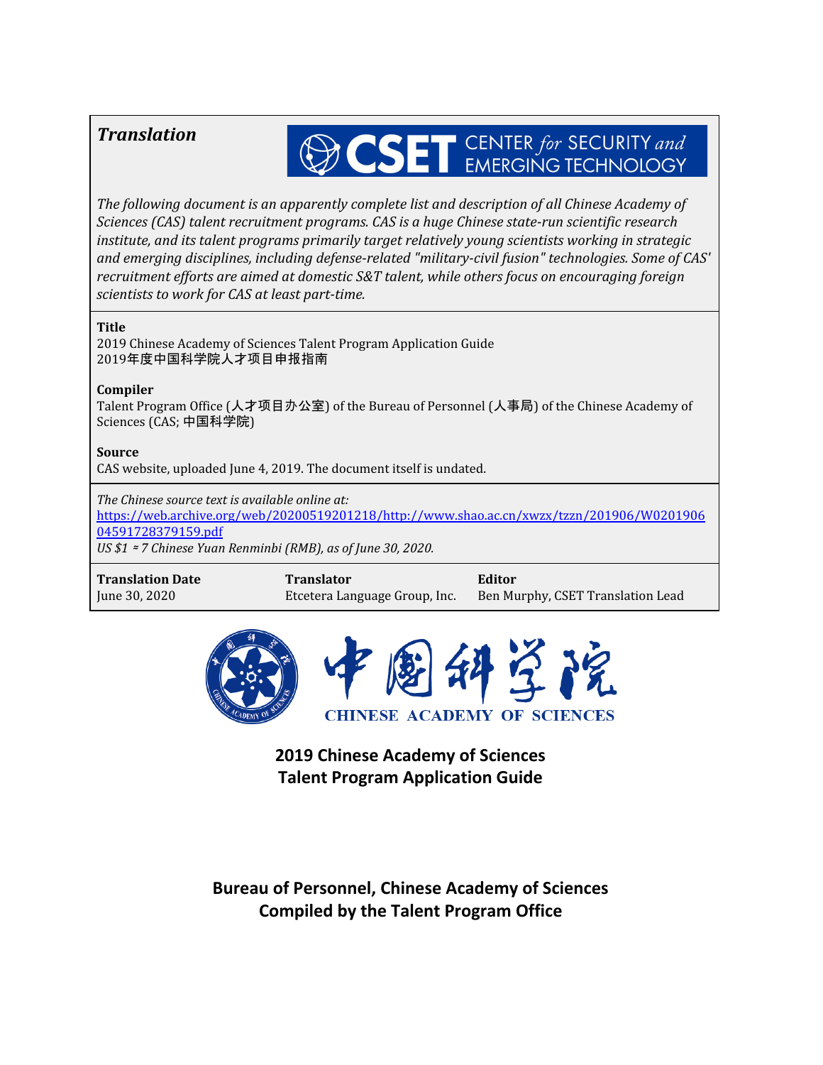***Translation***

CSET CENTER *for* SECURITY *and* EMERGING TECHNOLOGY

*The following document is an apparently complete list and description of all Chinese Academy of Sciences (CAS) talent recruitment programs. CAS is a huge Chinese state-run scientific research institute, and its talent programs primarily target relatively young scientists working in strategic and emerging disciplines, including defense-related "military-civil fusion" technologies. Some of CAS' recruitment efforts are aimed at domestic S&T talent, while others focus on encouraging foreign scientists to work for CAS at least part-time.*

**Title**
2019 Chinese Academy of Sciences Talent Program Application Guide
2019年度中国科学院人才项目申报指南

**Compiler**
Talent Program Office (人才项目办公室) of the Bureau of Personnel (人事局) of the Chinese Academy of Sciences (CAS; 中国科学院)

**Source**
CAS website, uploaded June 4, 2019. The document itself is undated.

*The Chinese source text is available online at:*
https://web.archive.org/web/20200519201218/http://www.shao.ac.cn/xwzx/tzzn/201906/W020190604591728379159.pdf
*US $1 ≈ 7 Chinese Yuan Renminbi (RMB), as of June 30, 2020.*

| **Translation Date** | **Translator** | **Editor** |
|---|---|---|
| June 30, 2020 | Etcetera Language Group, Inc. | Ben Murphy, CSET Translation Lead |

中国科学院
CHINESE ACADEMY OF SCIENCES

## 2019 Chinese Academy of Sciences Talent Program Application Guide

### Bureau of Personnel, Chinese Academy of Sciences
### Compiled by the Talent Program Office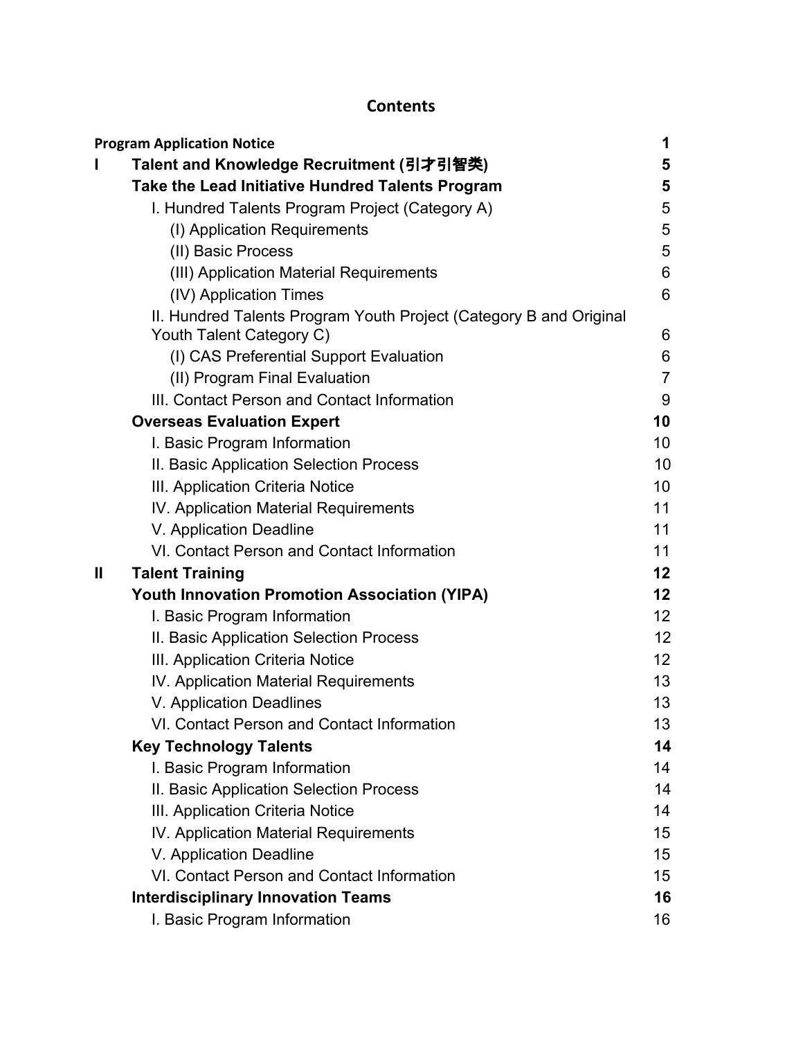# Contents

| | | |
|---|---|---|
| **Program Application Notice** | | **1** |
| **I** | **Talent and Knowledge Recruitment (引才引智类)** | **5** |
| | **Take the Lead Initiative Hundred Talents Program** | **5** |
| | I. Hundred Talents Program Project (Category A) | 5 |
| | (I) Application Requirements | 5 |
| | (II) Basic Process | 5 |
| | (III) Application Material Requirements | 6 |
| | (IV) Application Times | 6 |
| | II. Hundred Talents Program Youth Project (Category B and Original Youth Talent Category C) | 6 |
| | (I) CAS Preferential Support Evaluation | 6 |
| | (II) Program Final Evaluation | 7 |
| | III. Contact Person and Contact Information | 9 |
| | **Overseas Evaluation Expert** | **10** |
| | I. Basic Program Information | 10 |
| | II. Basic Application Selection Process | 10 |
| | III. Application Criteria Notice | 10 |
| | IV. Application Material Requirements | 11 |
| | V. Application Deadline | 11 |
| | VI. Contact Person and Contact Information | 11 |
| **II** | **Talent Training** | **12** |
| | **Youth Innovation Promotion Association (YIPA)** | **12** |
| | I. Basic Program Information | 12 |
| | II. Basic Application Selection Process | 12 |
| | III. Application Criteria Notice | 12 |
| | IV. Application Material Requirements | 13 |
| | V. Application Deadlines | 13 |
| | VI. Contact Person and Contact Information | 13 |
| | **Key Technology Talents** | **14** |
| | I. Basic Program Information | 14 |
| | II. Basic Application Selection Process | 14 |
| | III. Application Criteria Notice | 14 |
| | IV. Application Material Requirements | 15 |
| | V. Application Deadline | 15 |
| | VI. Contact Person and Contact Information | 15 |
| | **Interdisciplinary Innovation Teams** | **16** |
| | I. Basic Program Information | 16 |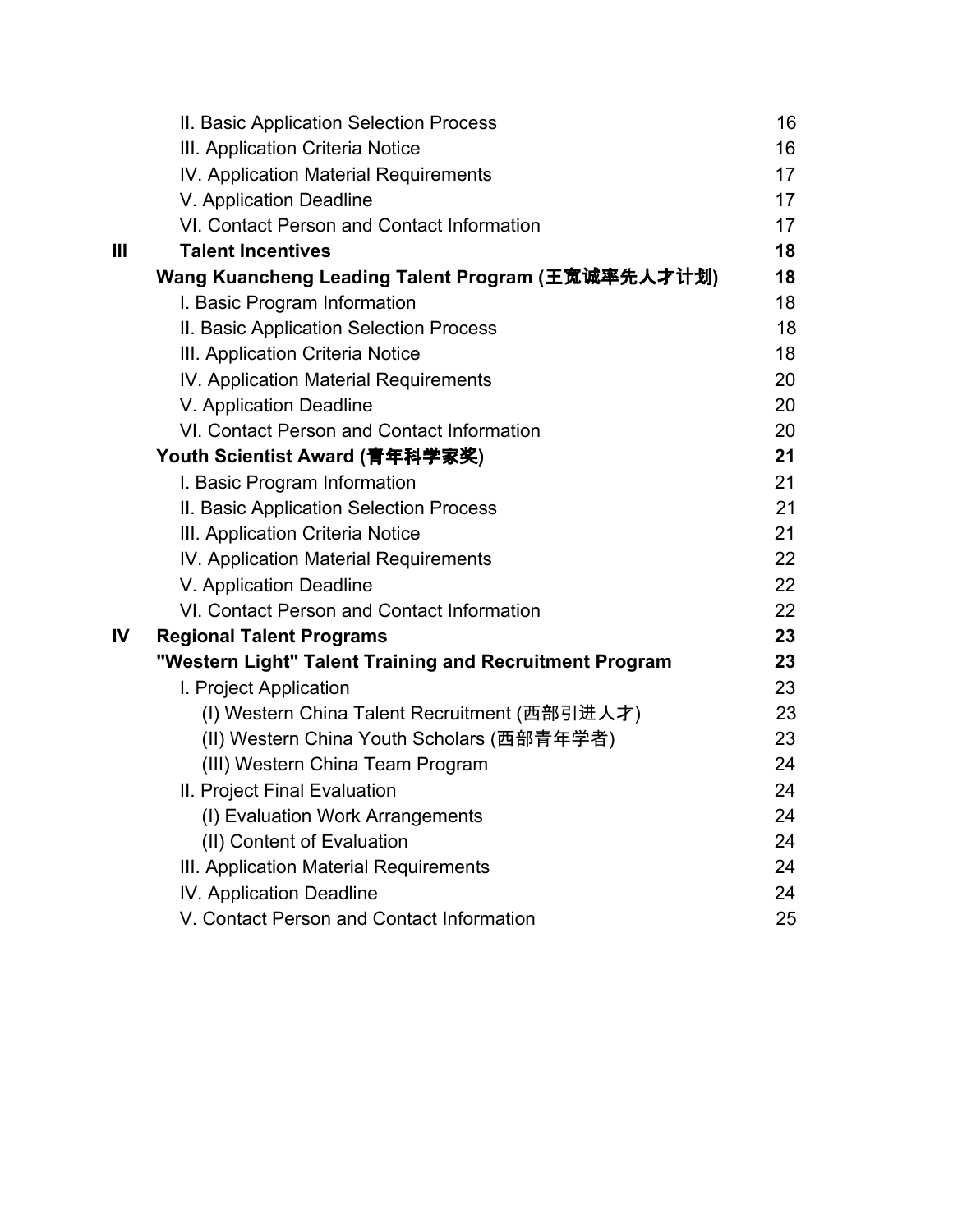| | | |
|---|---|---|
| | II. Basic Application Selection Process | 16 |
| | III. Application Criteria Notice | 16 |
| | IV. Application Material Requirements | 17 |
| | V. Application Deadline | 17 |
| | VI. Contact Person and Contact Information | 17 |
| **III** | **Talent Incentives** | **18** |
| | **Wang Kuancheng Leading Talent Program (王宽诚率先人才计划)** | **18** |
| | I. Basic Program Information | 18 |
| | II. Basic Application Selection Process | 18 |
| | III. Application Criteria Notice | 18 |
| | IV. Application Material Requirements | 20 |
| | V. Application Deadline | 20 |
| | VI. Contact Person and Contact Information | 20 |
| | **Youth Scientist Award (青年科学家奖)** | **21** |
| | I. Basic Program Information | 21 |
| | II. Basic Application Selection Process | 21 |
| | III. Application Criteria Notice | 21 |
| | IV. Application Material Requirements | 22 |
| | V. Application Deadline | 22 |
| | VI. Contact Person and Contact Information | 22 |
| **IV** | **Regional Talent Programs** | **23** |
| | **"Western Light" Talent Training and Recruitment Program** | **23** |
| | I. Project Application | 23 |
| | (I) Western China Talent Recruitment (西部引进人才) | 23 |
| | (II) Western China Youth Scholars (西部青年学者) | 23 |
| | (III) Western China Team Program | 24 |
| | II. Project Final Evaluation | 24 |
| | (I) Evaluation Work Arrangements | 24 |
| | (II) Content of Evaluation | 24 |
| | III. Application Material Requirements | 24 |
| | IV. Application Deadline | 24 |
| | V. Contact Person and Contact Information | 25 |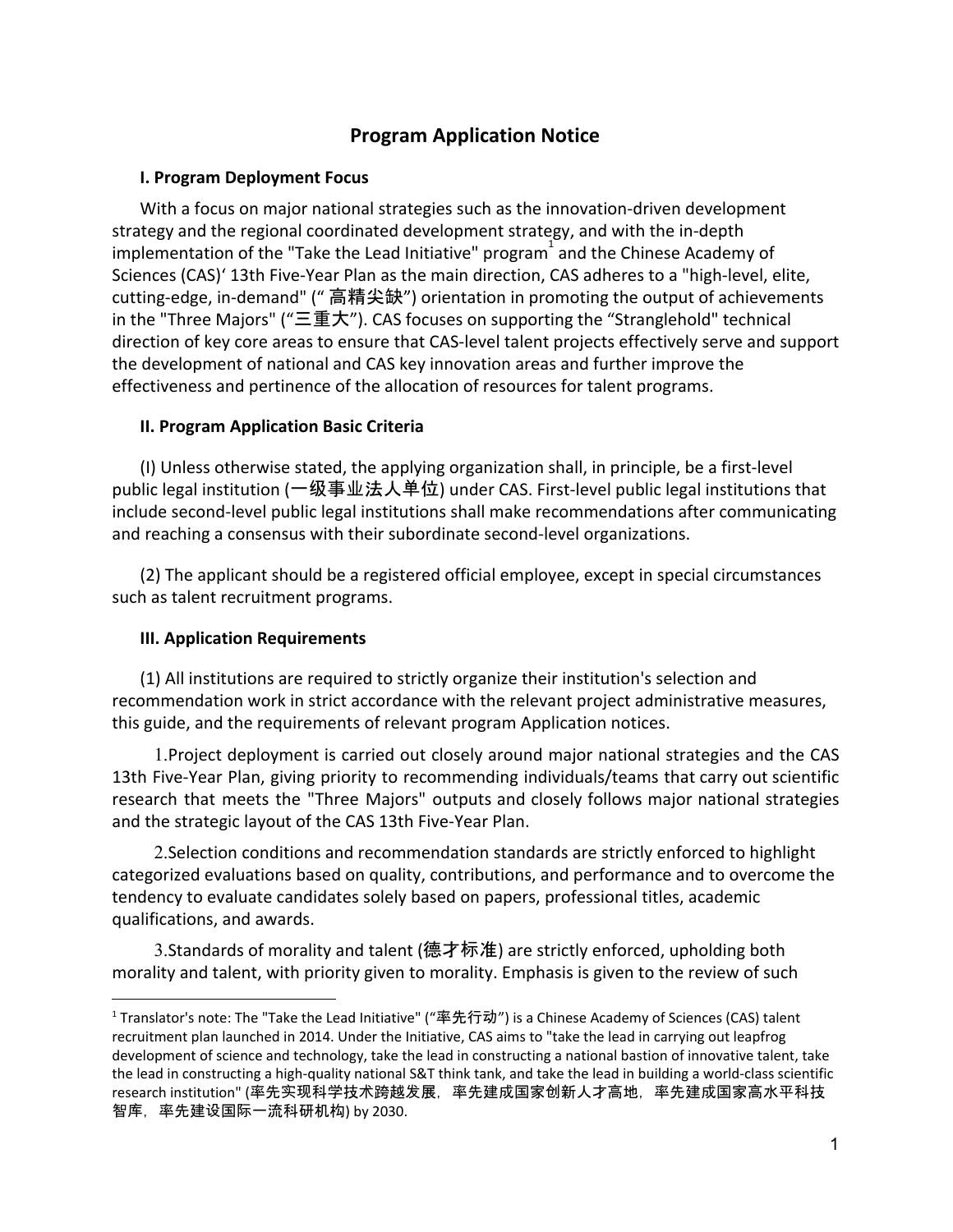# Program Application Notice

### I. Program Deployment Focus

With a focus on major national strategies such as the innovation-driven development strategy and the regional coordinated development strategy, and with the in-depth implementation of the "Take the Lead Initiative" program[1] and the Chinese Academy of Sciences (CAS)' 13th Five-Year Plan as the main direction, CAS adheres to a "high-level, elite, cutting-edge, in-demand" ("高精尖缺") orientation in promoting the output of achievements in the "Three Majors" ("三重大"). CAS focuses on supporting the "Stranglehold" technical direction of key core areas to ensure that CAS-level talent projects effectively serve and support the development of national and CAS key innovation areas and further improve the effectiveness and pertinence of the allocation of resources for talent programs.

### II. Program Application Basic Criteria

(I) Unless otherwise stated, the applying organization shall, in principle, be a first-level public legal institution (一级事业法人单位) under CAS. First-level public legal institutions that include second-level public legal institutions shall make recommendations after communicating and reaching a consensus with their subordinate second-level organizations.

(2) The applicant should be a registered official employee, except in special circumstances such as talent recruitment programs.

### III. Application Requirements

(1) All institutions are required to strictly organize their institution's selection and recommendation work in strict accordance with the relevant project administrative measures, this guide, and the requirements of relevant program Application notices.

1. Project deployment is carried out closely around major national strategies and the CAS 13th Five-Year Plan, giving priority to recommending individuals/teams that carry out scientific research that meets the "Three Majors" outputs and closely follows major national strategies and the strategic layout of the CAS 13th Five-Year Plan.

2. Selection conditions and recommendation standards are strictly enforced to highlight categorized evaluations based on quality, contributions, and performance and to overcome the tendency to evaluate candidates solely based on papers, professional titles, academic qualifications, and awards.

3. Standards of morality and talent (德才标准) are strictly enforced, upholding both morality and talent, with priority given to morality. Emphasis is given to the review of such

[1] Translator's note: The "Take the Lead Initiative" ("率先行动") is a Chinese Academy of Sciences (CAS) talent recruitment plan launched in 2014. Under the Initiative, CAS aims to "take the lead in carrying out leapfrog development of science and technology, take the lead in constructing a national bastion of innovative talent, take the lead in constructing a high-quality national S&T think tank, and take the lead in building a world-class scientific research institution" (率先实现科学技术跨越发展，率先建成国家创新人才高地，率先建成国家高水平科技智库，率先建设国际一流科研机构) by 2030.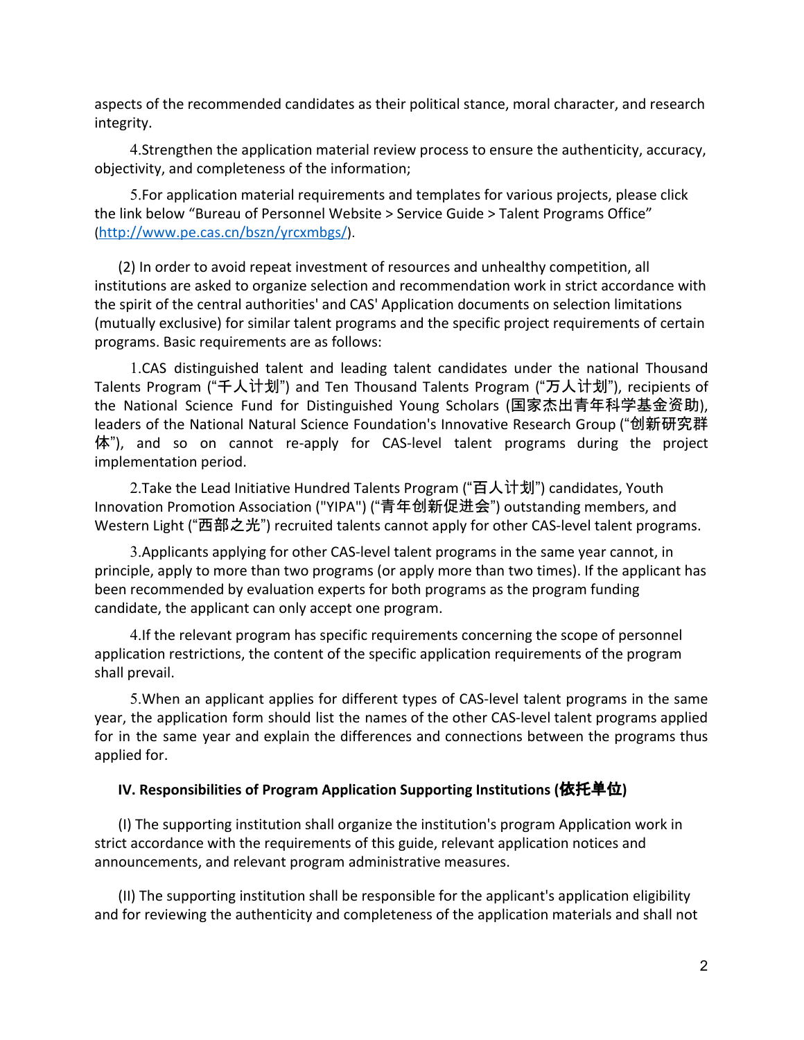aspects of the recommended candidates as their political stance, moral character, and research integrity.

4.Strengthen the application material review process to ensure the authenticity, accuracy, objectivity, and completeness of the information;

5.For application material requirements and templates for various projects, please click the link below “Bureau of Personnel Website > Service Guide > Talent Programs Office” (http://www.pe.cas.cn/bszn/yrcxmbgs/).

(2) In order to avoid repeat investment of resources and unhealthy competition, all institutions are asked to organize selection and recommendation work in strict accordance with the spirit of the central authorities' and CAS' Application documents on selection limitations (mutually exclusive) for similar talent programs and the specific project requirements of certain programs. Basic requirements are as follows:

1.CAS distinguished talent and leading talent candidates under the national Thousand Talents Program (“千人计划”) and Ten Thousand Talents Program (“万人计划”), recipients of the National Science Fund for Distinguished Young Scholars (国家杰出青年科学基金资助), leaders of the National Natural Science Foundation's Innovative Research Group (“创新研究群体”), and so on cannot re-apply for CAS-level talent programs during the project implementation period.

2.Take the Lead Initiative Hundred Talents Program (“百人计划”) candidates, Youth Innovation Promotion Association ("YIPA") (“青年创新促进会”) outstanding members, and Western Light (“西部之光”) recruited talents cannot apply for other CAS-level talent programs.

3.Applicants applying for other CAS-level talent programs in the same year cannot, in principle, apply to more than two programs (or apply more than two times). If the applicant has been recommended by evaluation experts for both programs as the program funding candidate, the applicant can only accept one program.

4.If the relevant program has specific requirements concerning the scope of personnel application restrictions, the content of the specific application requirements of the program shall prevail.

5.When an applicant applies for different types of CAS-level talent programs in the same year, the application form should list the names of the other CAS-level talent programs applied for in the same year and explain the differences and connections between the programs thus applied for.

### IV. Responsibilities of Program Application Supporting Institutions (依托单位)

(I) The supporting institution shall organize the institution's program Application work in strict accordance with the requirements of this guide, relevant application notices and announcements, and relevant program administrative measures.

(II) The supporting institution shall be responsible for the applicant's application eligibility and for reviewing the authenticity and completeness of the application materials and shall not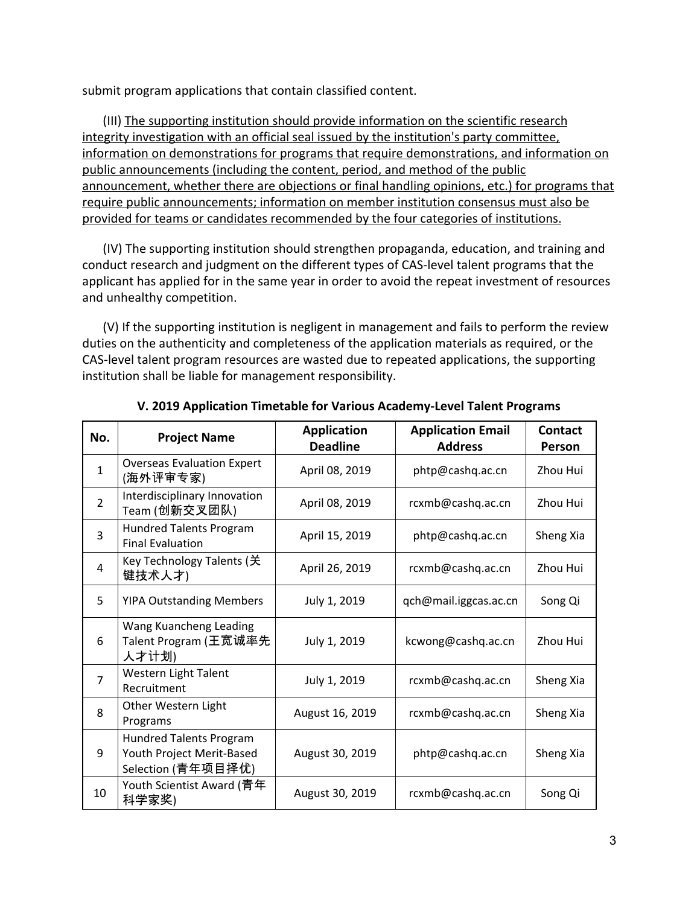submit program applications that contain classified content.

(III) <u>The supporting institution should provide information on the scientific research integrity investigation with an official seal issued by the institution's party committee, information on demonstrations for programs that require demonstrations, and information on public announcements (including the content, period, and method of the public announcement, whether there are objections or final handling opinions, etc.) for programs that require public announcements; information on member institution consensus must also be provided for teams or candidates recommended by the four categories of institutions.</u>

(IV) The supporting institution should strengthen propaganda, education, and training and conduct research and judgment on the different types of CAS-level talent programs that the applicant has applied for in the same year in order to avoid the repeat investment of resources and unhealthy competition.

(V) If the supporting institution is negligent in management and fails to perform the review duties on the authenticity and completeness of the application materials as required, or the CAS-level talent program resources are wasted due to repeated applications, the supporting institution shall be liable for management responsibility.

**V. 2019 Application Timetable for Various Academy-Level Talent Programs**

| No. | Project Name | Application Deadline | Application Email Address | Contact Person |
|---|---|---|---|---|
| 1 | Overseas Evaluation Expert (海外评审专家) | April 08, 2019 | phtp@cashq.ac.cn | Zhou Hui |
| 2 | Interdisciplinary Innovation Team (创新交叉团队) | April 08, 2019 | rcxmb@cashq.ac.cn | Zhou Hui |
| 3 | Hundred Talents Program Final Evaluation | April 15, 2019 | phtp@cashq.ac.cn | Sheng Xia |
| 4 | Key Technology Talents (关键技术人才) | April 26, 2019 | rcxmb@cashq.ac.cn | Zhou Hui |
| 5 | YIPA Outstanding Members | July 1, 2019 | qch@mail.iggcas.ac.cn | Song Qi |
| 6 | Wang Kuancheng Leading Talent Program (王宽诚率先人才计划) | July 1, 2019 | kcwong@cashq.ac.cn | Zhou Hui |
| 7 | Western Light Talent Recruitment | July 1, 2019 | rcxmb@cashq.ac.cn | Sheng Xia |
| 8 | Other Western Light Programs | August 16, 2019 | rcxmb@cashq.ac.cn | Sheng Xia |
| 9 | Hundred Talents Program Youth Project Merit-Based Selection (青年项目择优) | August 30, 2019 | phtp@cashq.ac.cn | Sheng Xia |
| 10 | Youth Scientist Award (青年科学家奖) | August 30, 2019 | rcxmb@cashq.ac.cn | Song Qi |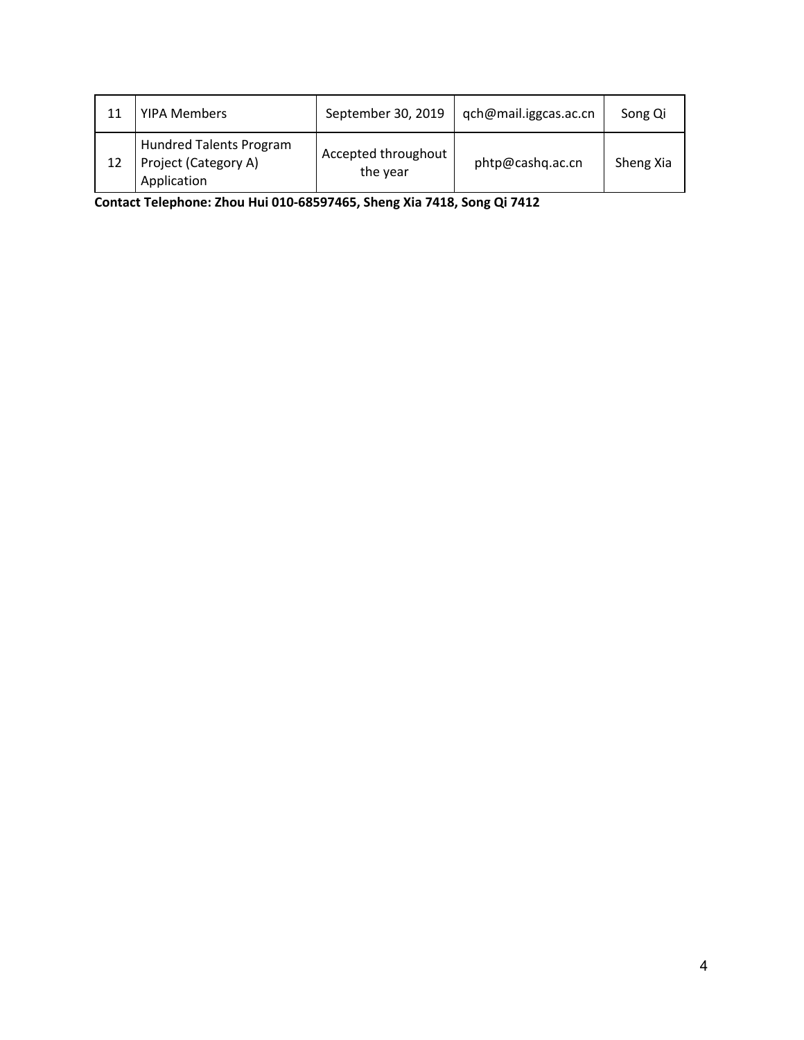| 11 | YIPA Members | September 30, 2019 | qch@mail.iggcas.ac.cn | Song Qi |
|---|---|---|---|---|
| 12 | Hundred Talents Program Project (Category A) Application | Accepted throughout the year | phtp@cashq.ac.cn | Sheng Xia |

**Contact Telephone: Zhou Hui 010-68597465, Sheng Xia 7418, Song Qi 7412**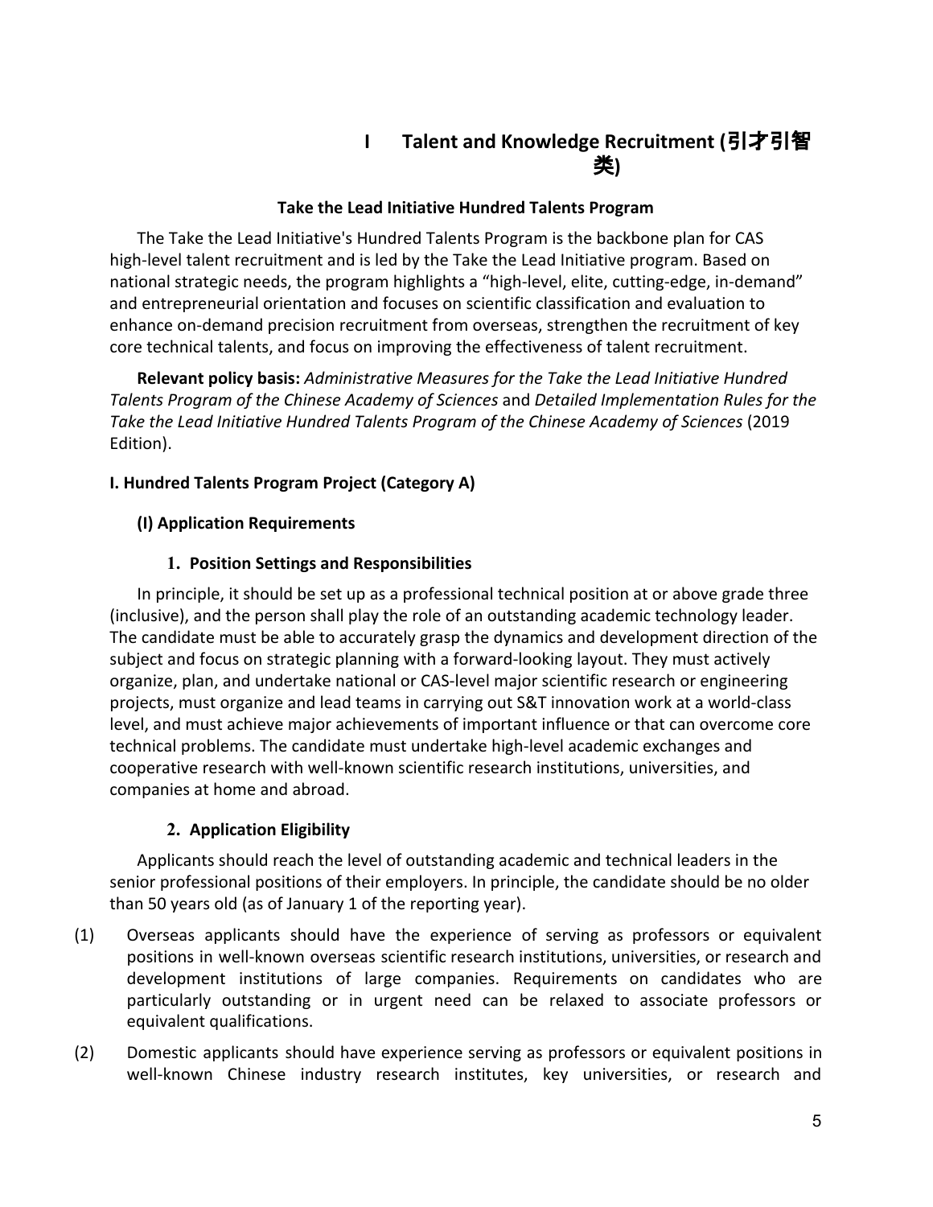# I Talent and Knowledge Recruitment (引才引智类)

## Take the Lead Initiative Hundred Talents Program

The Take the Lead Initiative's Hundred Talents Program is the backbone plan for CAS high-level talent recruitment and is led by the Take the Lead Initiative program. Based on national strategic needs, the program highlights a "high-level, elite, cutting-edge, in-demand" and entrepreneurial orientation and focuses on scientific classification and evaluation to enhance on-demand precision recruitment from overseas, strengthen the recruitment of key core technical talents, and focus on improving the effectiveness of talent recruitment.

**Relevant policy basis:** *Administrative Measures for the Take the Lead Initiative Hundred Talents Program of the Chinese Academy of Sciences* and *Detailed Implementation Rules for the Take the Lead Initiative Hundred Talents Program of the Chinese Academy of Sciences* (2019 Edition).

### I. Hundred Talents Program Project (Category A)

#### (I) Application Requirements

##### 1. Position Settings and Responsibilities

In principle, it should be set up as a professional technical position at or above grade three (inclusive), and the person shall play the role of an outstanding academic technology leader. The candidate must be able to accurately grasp the dynamics and development direction of the subject and focus on strategic planning with a forward-looking layout. They must actively organize, plan, and undertake national or CAS-level major scientific research or engineering projects, must organize and lead teams in carrying out S&T innovation work at a world-class level, and must achieve major achievements of important influence or that can overcome core technical problems. The candidate must undertake high-level academic exchanges and cooperative research with well-known scientific research institutions, universities, and companies at home and abroad.

##### 2. Application Eligibility

Applicants should reach the level of outstanding academic and technical leaders in the senior professional positions of their employers. In principle, the candidate should be no older than 50 years old (as of January 1 of the reporting year).

(1) Overseas applicants should have the experience of serving as professors or equivalent positions in well-known overseas scientific research institutions, universities, or research and development institutions of large companies. Requirements on candidates who are particularly outstanding or in urgent need can be relaxed to associate professors or equivalent qualifications.

(2) Domestic applicants should have experience serving as professors or equivalent positions in well-known Chinese industry research institutes, key universities, or research and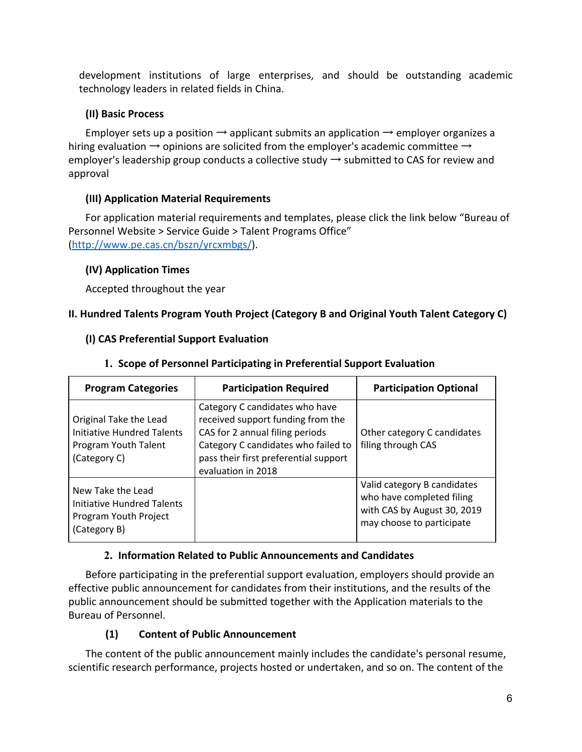development institutions of large enterprises, and should be outstanding academic technology leaders in related fields in China.

### (II) Basic Process

Employer sets up a position → applicant submits an application → employer organizes a hiring evaluation → opinions are solicited from the employer's academic committee → employer's leadership group conducts a collective study → submitted to CAS for review and approval

### (III) Application Material Requirements

For application material requirements and templates, please click the link below “Bureau of Personnel Website > Service Guide > Talent Programs Office” (http://www.pe.cas.cn/bszn/yrcxmbgs/).

### (IV) Application Times

Accepted throughout the year

## II. Hundred Talents Program Youth Project (Category B and Original Youth Talent Category C)

### (I) CAS Preferential Support Evaluation

#### 1. Scope of Personnel Participating in Preferential Support Evaluation

| Program Categories | Participation Required | Participation Optional |
|---|---|---|
| Original Take the Lead Initiative Hundred Talents Program Youth Talent (Category C) | Category C candidates who have received support funding from the CAS for 2 annual filing periods<br>Category C candidates who failed to pass their first preferential support evaluation in 2018 | Other category C candidates filing through CAS |
| New Take the Lead Initiative Hundred Talents Program Youth Project (Category B) | | Valid category B candidates who have completed filing with CAS by August 30, 2019 may choose to participate |

#### 2. Information Related to Public Announcements and Candidates

Before participating in the preferential support evaluation, employers should provide an effective public announcement for candidates from their institutions, and the results of the public announcement should be submitted together with the Application materials to the Bureau of Personnel.

**(1) Content of Public Announcement**

The content of the public announcement mainly includes the candidate's personal resume, scientific research performance, projects hosted or undertaken, and so on. The content of the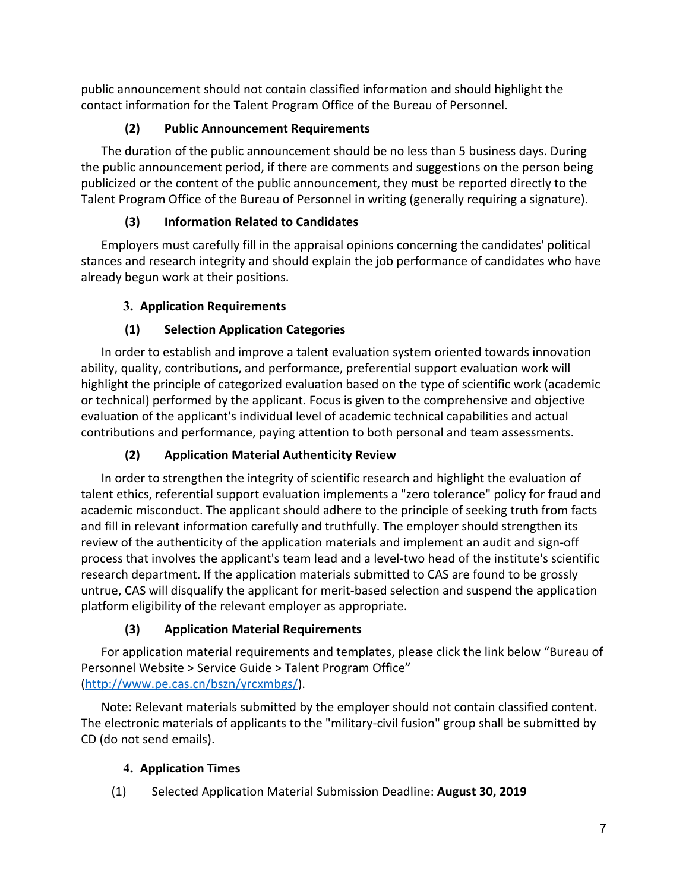public announcement should not contain classified information and should highlight the contact information for the Talent Program Office of the Bureau of Personnel.

#### (2) Public Announcement Requirements

The duration of the public announcement should be no less than 5 business days. During the public announcement period, if there are comments and suggestions on the person being publicized or the content of the public announcement, they must be reported directly to the Talent Program Office of the Bureau of Personnel in writing (generally requiring a signature).

#### (3) Information Related to Candidates

Employers must carefully fill in the appraisal opinions concerning the candidates' political stances and research integrity and should explain the job performance of candidates who have already begun work at their positions.

### 3. Application Requirements

#### (1) Selection Application Categories

In order to establish and improve a talent evaluation system oriented towards innovation ability, quality, contributions, and performance, preferential support evaluation work will highlight the principle of categorized evaluation based on the type of scientific work (academic or technical) performed by the applicant. Focus is given to the comprehensive and objective evaluation of the applicant's individual level of academic technical capabilities and actual contributions and performance, paying attention to both personal and team assessments.

#### (2) Application Material Authenticity Review

In order to strengthen the integrity of scientific research and highlight the evaluation of talent ethics, referential support evaluation implements a "zero tolerance" policy for fraud and academic misconduct. The applicant should adhere to the principle of seeking truth from facts and fill in relevant information carefully and truthfully. The employer should strengthen its review of the authenticity of the application materials and implement an audit and sign-off process that involves the applicant's team lead and a level-two head of the institute's scientific research department. If the application materials submitted to CAS are found to be grossly untrue, CAS will disqualify the applicant for merit-based selection and suspend the application platform eligibility of the relevant employer as appropriate.

#### (3) Application Material Requirements

For application material requirements and templates, please click the link below "Bureau of Personnel Website > Service Guide > Talent Program Office" (http://www.pe.cas.cn/bszn/yrcxmbgs/).

Note: Relevant materials submitted by the employer should not contain classified content. The electronic materials of applicants to the "military-civil fusion" group shall be submitted by CD (do not send emails).

### 4. Application Times

(1) Selected Application Material Submission Deadline: **August 30, 2019**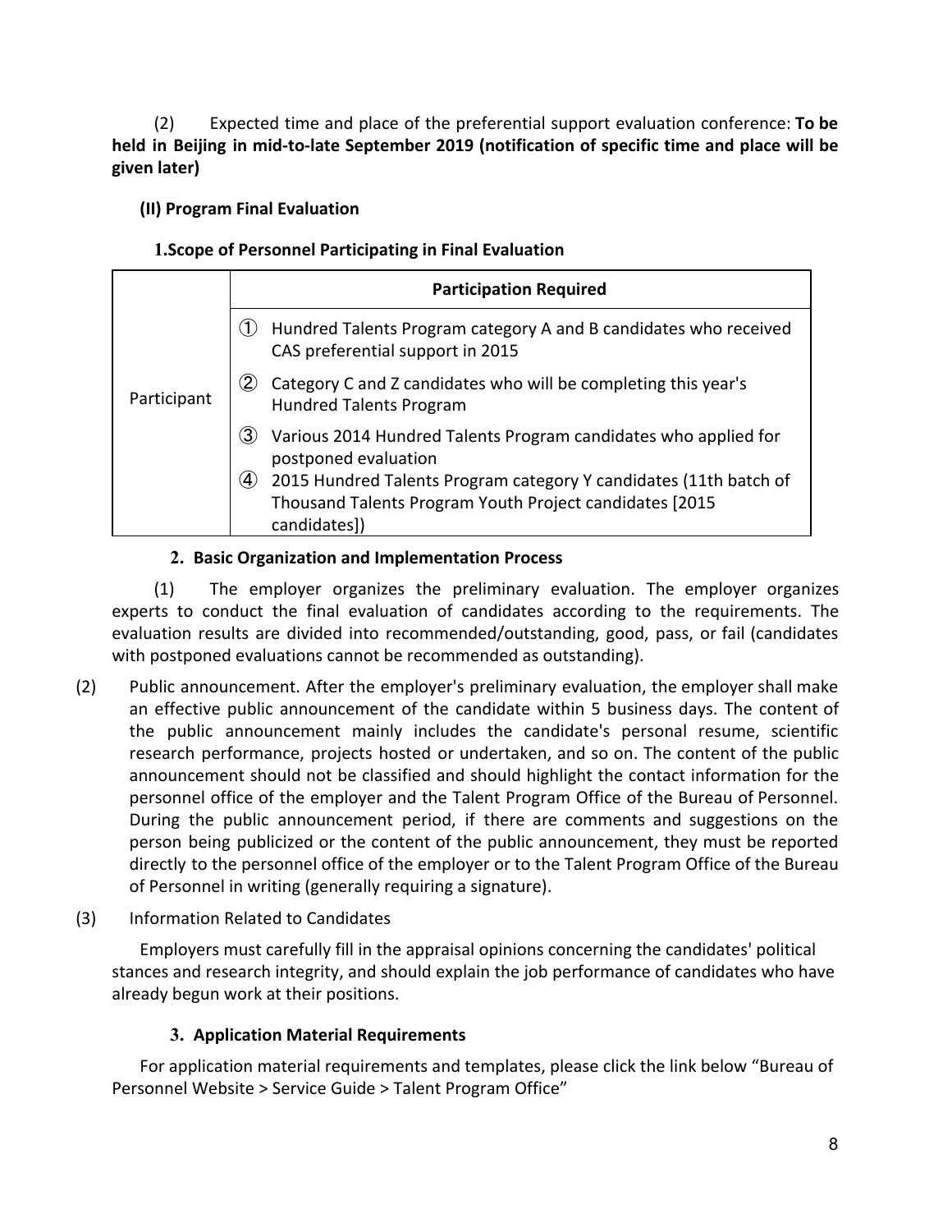(2) Expected time and place of the preferential support evaluation conference: **To be held in Beijing in mid-to-late September 2019 (notification of specific time and place will be given later)**

### (II) Program Final Evaluation

#### 1. Scope of Personnel Participating in Final Evaluation

| | **Participation Required** |
|---|---|
| Participant | ① Hundred Talents Program category A and B candidates who received CAS preferential support in 2015<br>② Category C and Z candidates who will be completing this year's Hundred Talents Program<br>③ Various 2014 Hundred Talents Program candidates who applied for postponed evaluation<br>④ 2015 Hundred Talents Program category Y candidates (11th batch of Thousand Talents Program Youth Project candidates [2015 candidates]) |

#### 2. Basic Organization and Implementation Process

(1) The employer organizes the preliminary evaluation. The employer organizes experts to conduct the final evaluation of candidates according to the requirements. The evaluation results are divided into recommended/outstanding, good, pass, or fail (candidates with postponed evaluations cannot be recommended as outstanding).

(2) Public announcement. After the employer's preliminary evaluation, the employer shall make an effective public announcement of the candidate within 5 business days. The content of the public announcement mainly includes the candidate's personal resume, scientific research performance, projects hosted or undertaken, and so on. The content of the public announcement should not be classified and should highlight the contact information for the personnel office of the employer and the Talent Program Office of the Bureau of Personnel. During the public announcement period, if there are comments and suggestions on the person being publicized or the content of the public announcement, they must be reported directly to the personnel office of the employer or to the Talent Program Office of the Bureau of Personnel in writing (generally requiring a signature).

(3) Information Related to Candidates

Employers must carefully fill in the appraisal opinions concerning the candidates' political stances and research integrity, and should explain the job performance of candidates who have already begun work at their positions.

#### 3. Application Material Requirements

For application material requirements and templates, please click the link below "Bureau of Personnel Website > Service Guide > Talent Program Office"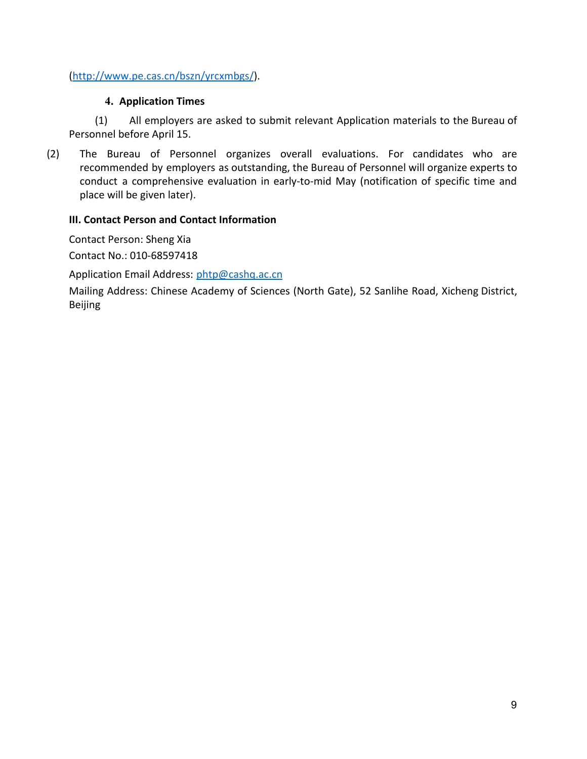(http://www.pe.cas.cn/bszn/yrcxmbgs/).

#### 4. Application Times

(1) All employers are asked to submit relevant Application materials to the Bureau of Personnel before April 15.

(2) The Bureau of Personnel organizes overall evaluations. For candidates who are recommended by employers as outstanding, the Bureau of Personnel will organize experts to conduct a comprehensive evaluation in early-to-mid May (notification of specific time and place will be given later).

### III. Contact Person and Contact Information

Contact Person: Sheng Xia

Contact No.: 010-68597418

Application Email Address: phtp@cashq.ac.cn

Mailing Address: Chinese Academy of Sciences (North Gate), 52 Sanlihe Road, Xicheng District, Beijing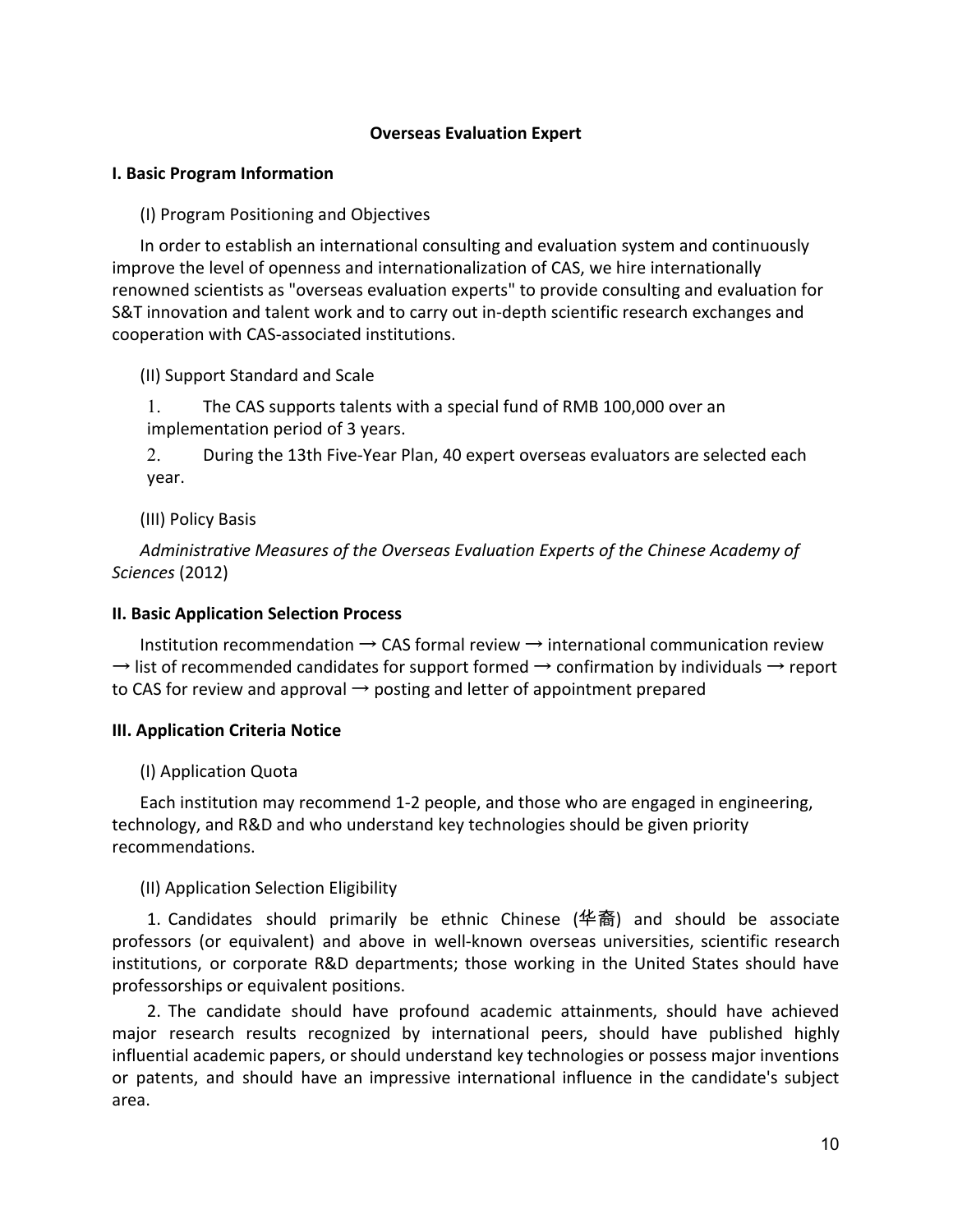**Overseas Evaluation Expert**

**I. Basic Program Information**

(I) Program Positioning and Objectives

In order to establish an international consulting and evaluation system and continuously improve the level of openness and internationalization of CAS, we hire internationally renowned scientists as "overseas evaluation experts" to provide consulting and evaluation for S&T innovation and talent work and to carry out in-depth scientific research exchanges and cooperation with CAS-associated institutions.

(II) Support Standard and Scale

1. The CAS supports talents with a special fund of RMB 100,000 over an implementation period of 3 years.
2. During the 13th Five-Year Plan, 40 expert overseas evaluators are selected each year.

(III) Policy Basis

*Administrative Measures of the Overseas Evaluation Experts of the Chinese Academy of Sciences* (2012)

**II. Basic Application Selection Process**

Institution recommendation → CAS formal review → international communication review → list of recommended candidates for support formed → confirmation by individuals → report to CAS for review and approval → posting and letter of appointment prepared

**III. Application Criteria Notice**

(I) Application Quota

Each institution may recommend 1-2 people, and those who are engaged in engineering, technology, and R&D and who understand key technologies should be given priority recommendations.

(II) Application Selection Eligibility

1. Candidates should primarily be ethnic Chinese (华裔) and should be associate professors (or equivalent) and above in well-known overseas universities, scientific research institutions, or corporate R&D departments; those working in the United States should have professorships or equivalent positions.

2. The candidate should have profound academic attainments, should have achieved major research results recognized by international peers, should have published highly influential academic papers, or should understand key technologies or possess major inventions or patents, and should have an impressive international influence in the candidate's subject area.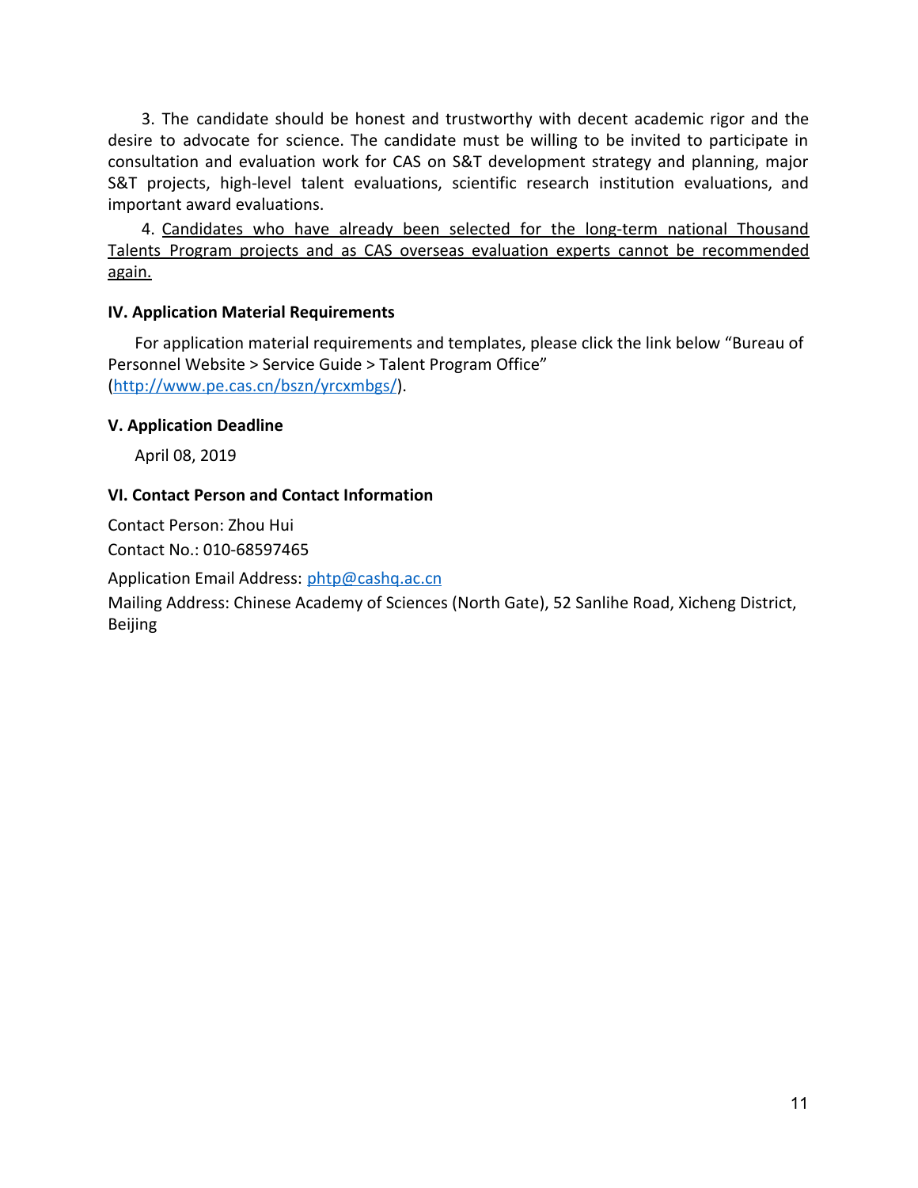3. The candidate should be honest and trustworthy with decent academic rigor and the desire to advocate for science. The candidate must be willing to be invited to participate in consultation and evaluation work for CAS on S&T development strategy and planning, major S&T projects, high-level talent evaluations, scientific research institution evaluations, and important award evaluations.

4. <u>Candidates who have already been selected for the long-term national Thousand Talents Program projects and as CAS overseas evaluation experts cannot be recommended again.</u>

**IV. Application Material Requirements**

For application material requirements and templates, please click the link below "Bureau of Personnel Website > Service Guide > Talent Program Office" (http://www.pe.cas.cn/bszn/yrcxmbgs/).

**V. Application Deadline**

April 08, 2019

**VI. Contact Person and Contact Information**

Contact Person: Zhou Hui

Contact No.: 010-68597465

Application Email Address: phtp@cashq.ac.cn

Mailing Address: Chinese Academy of Sciences (North Gate), 52 Sanlihe Road, Xicheng District, Beijing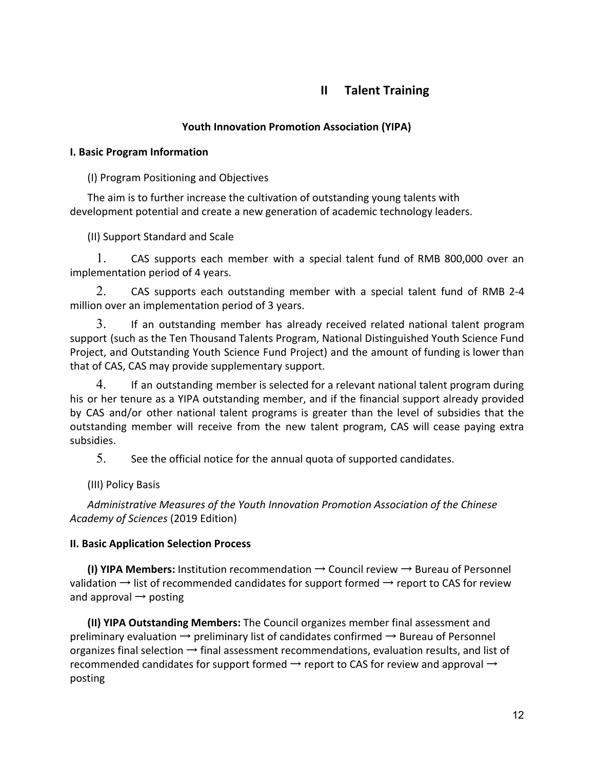# II Talent Training

## Youth Innovation Promotion Association (YIPA)

### I. Basic Program Information

(I) Program Positioning and Objectives

The aim is to further increase the cultivation of outstanding young talents with development potential and create a new generation of academic technology leaders.

(II) Support Standard and Scale

1. CAS supports each member with a special talent fund of RMB 800,000 over an implementation period of 4 years.

2. CAS supports each outstanding member with a special talent fund of RMB 2-4 million over an implementation period of 3 years.

3. If an outstanding member has already received related national talent program support (such as the Ten Thousand Talents Program, National Distinguished Youth Science Fund Project, and Outstanding Youth Science Fund Project) and the amount of funding is lower than that of CAS, CAS may provide supplementary support.

4. If an outstanding member is selected for a relevant national talent program during his or her tenure as a YIPA outstanding member, and if the financial support already provided by CAS and/or other national talent programs is greater than the level of subsidies that the outstanding member will receive from the new talent program, CAS will cease paying extra subsidies.

5. See the official notice for the annual quota of supported candidates.

(III) Policy Basis

*Administrative Measures of the Youth Innovation Promotion Association of the Chinese Academy of Sciences* (2019 Edition)

### II. Basic Application Selection Process

**(I) YIPA Members:** Institution recommendation → Council review → Bureau of Personnel validation → list of recommended candidates for support formed → report to CAS for review and approval → posting

**(II) YIPA Outstanding Members:** The Council organizes member final assessment and preliminary evaluation → preliminary list of candidates confirmed → Bureau of Personnel organizes final selection → final assessment recommendations, evaluation results, and list of recommended candidates for support formed → report to CAS for review and approval → posting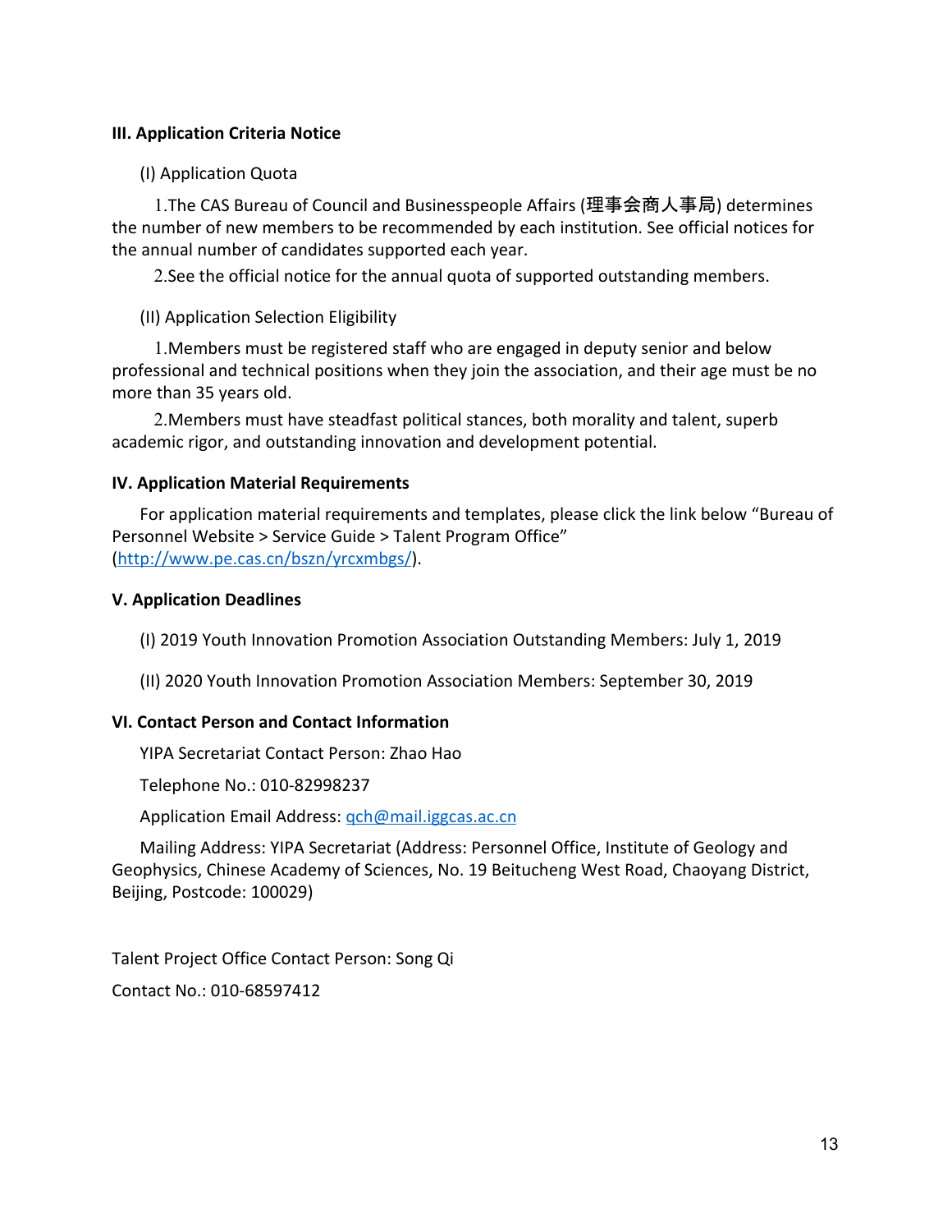**III. Application Criteria Notice**

(I) Application Quota

1.The CAS Bureau of Council and Businesspeople Affairs (理事会商人事局) determines the number of new members to be recommended by each institution. See official notices for the annual number of candidates supported each year.

2.See the official notice for the annual quota of supported outstanding members.

(II) Application Selection Eligibility

1.Members must be registered staff who are engaged in deputy senior and below professional and technical positions when they join the association, and their age must be no more than 35 years old.

2.Members must have steadfast political stances, both morality and talent, superb academic rigor, and outstanding innovation and development potential.

**IV. Application Material Requirements**

For application material requirements and templates, please click the link below "Bureau of Personnel Website > Service Guide > Talent Program Office" (http://www.pe.cas.cn/bszn/yrcxmbgs/).

**V. Application Deadlines**

(I) 2019 Youth Innovation Promotion Association Outstanding Members: July 1, 2019

(II) 2020 Youth Innovation Promotion Association Members: September 30, 2019

**VI. Contact Person and Contact Information**

YIPA Secretariat Contact Person: Zhao Hao

Telephone No.: 010-82998237

Application Email Address: qch@mail.iggcas.ac.cn

Mailing Address: YIPA Secretariat (Address: Personnel Office, Institute of Geology and Geophysics, Chinese Academy of Sciences, No. 19 Beitucheng West Road, Chaoyang District, Beijing, Postcode: 100029)

Talent Project Office Contact Person: Song Qi

Contact No.: 010-68597412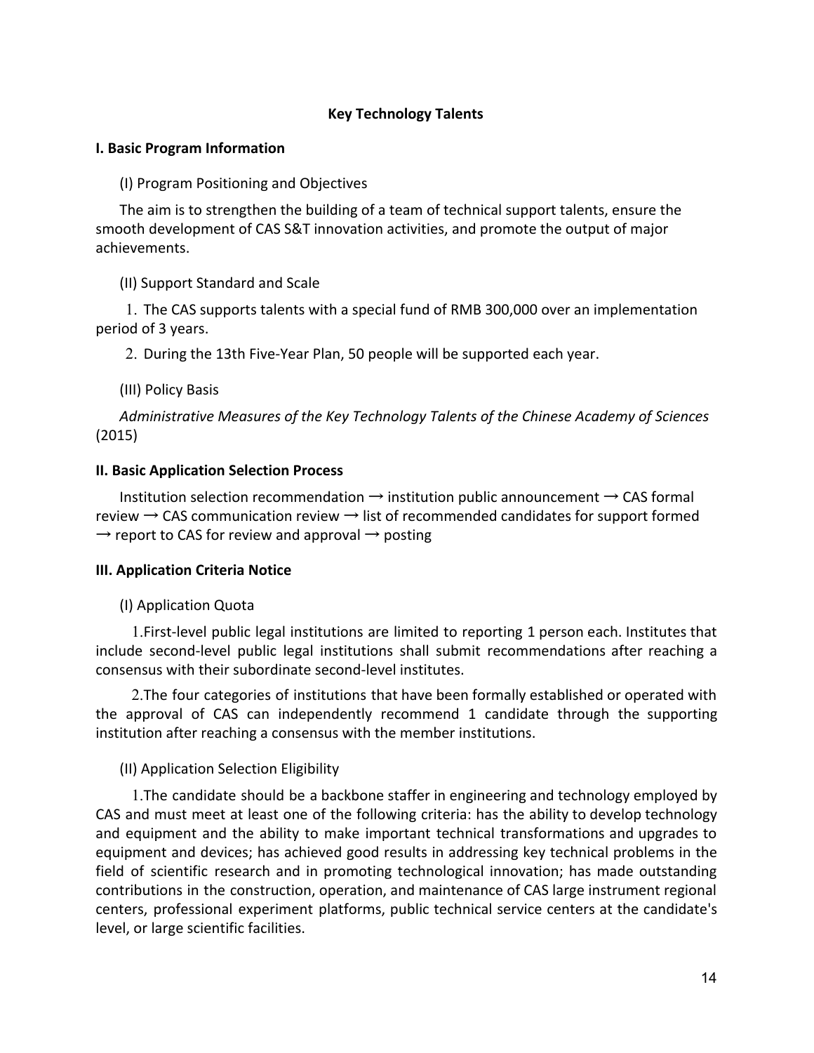## Key Technology Talents

### I. Basic Program Information

(I) Program Positioning and Objectives

The aim is to strengthen the building of a team of technical support talents, ensure the smooth development of CAS S&T innovation activities, and promote the output of major achievements.

(II) Support Standard and Scale

1. The CAS supports talents with a special fund of RMB 300,000 over an implementation period of 3 years.

2. During the 13th Five-Year Plan, 50 people will be supported each year.

(III) Policy Basis

*Administrative Measures of the Key Technology Talents of the Chinese Academy of Sciences* (2015)

### II. Basic Application Selection Process

Institution selection recommendation → institution public announcement → CAS formal review → CAS communication review → list of recommended candidates for support formed → report to CAS for review and approval → posting

### III. Application Criteria Notice

(I) Application Quota

1. First-level public legal institutions are limited to reporting 1 person each. Institutes that include second-level public legal institutions shall submit recommendations after reaching a consensus with their subordinate second-level institutes.

2. The four categories of institutions that have been formally established or operated with the approval of CAS can independently recommend 1 candidate through the supporting institution after reaching a consensus with the member institutions.

(II) Application Selection Eligibility

1. The candidate should be a backbone staffer in engineering and technology employed by CAS and must meet at least one of the following criteria: has the ability to develop technology and equipment and the ability to make important technical transformations and upgrades to equipment and devices; has achieved good results in addressing key technical problems in the field of scientific research and in promoting technological innovation; has made outstanding contributions in the construction, operation, and maintenance of CAS large instrument regional centers, professional experiment platforms, public technical service centers at the candidate's level, or large scientific facilities.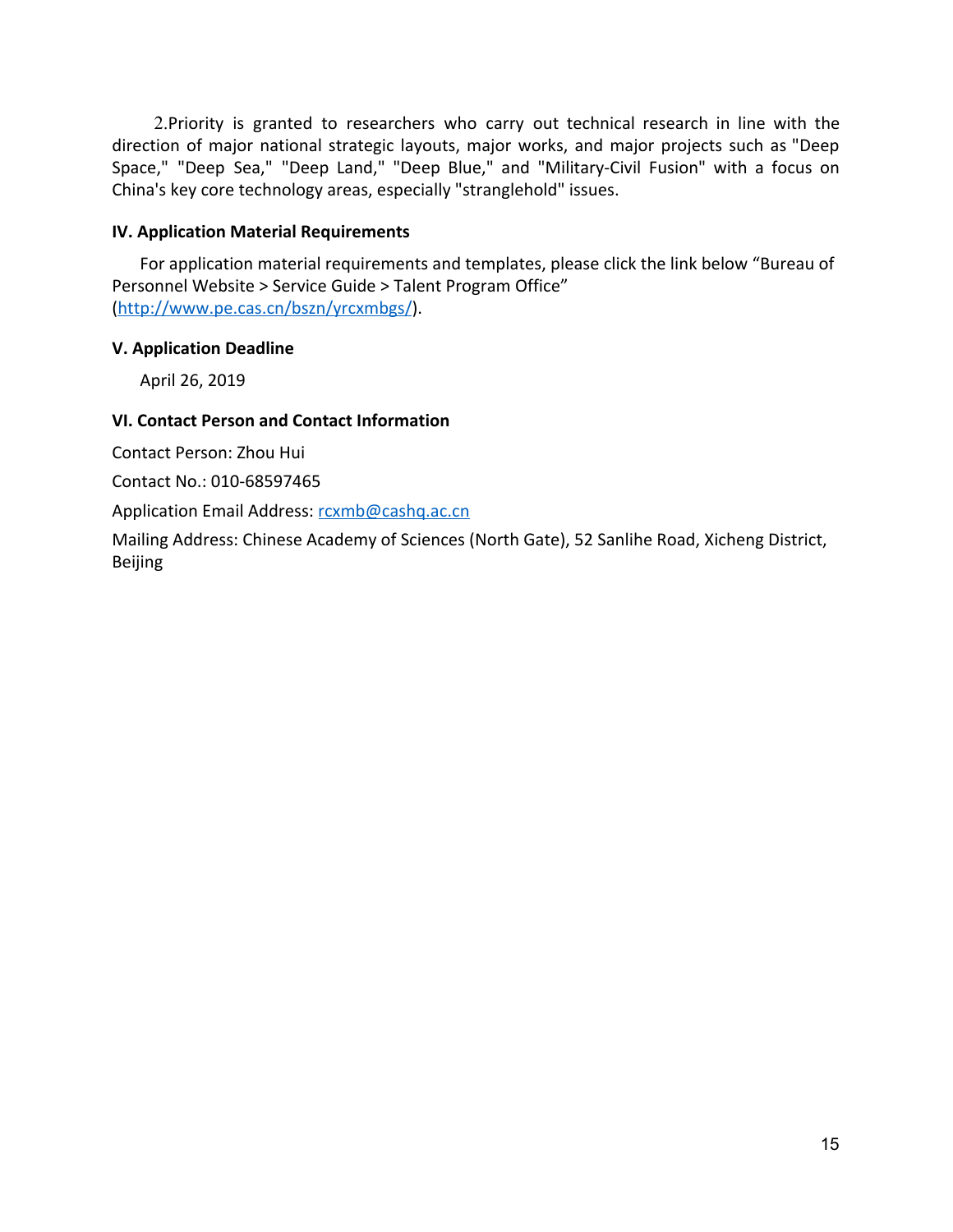2.Priority is granted to researchers who carry out technical research in line with the direction of major national strategic layouts, major works, and major projects such as "Deep Space," "Deep Sea," "Deep Land," "Deep Blue," and "Military-Civil Fusion" with a focus on China's key core technology areas, especially "stranglehold" issues.

**IV. Application Material Requirements**

For application material requirements and templates, please click the link below "Bureau of Personnel Website > Service Guide > Talent Program Office" (http://www.pe.cas.cn/bszn/yrcxmbgs/).

**V. Application Deadline**

April 26, 2019

**VI. Contact Person and Contact Information**

Contact Person: Zhou Hui

Contact No.: 010-68597465

Application Email Address: rcxmb@cashq.ac.cn

Mailing Address: Chinese Academy of Sciences (North Gate), 52 Sanlihe Road, Xicheng District, Beijing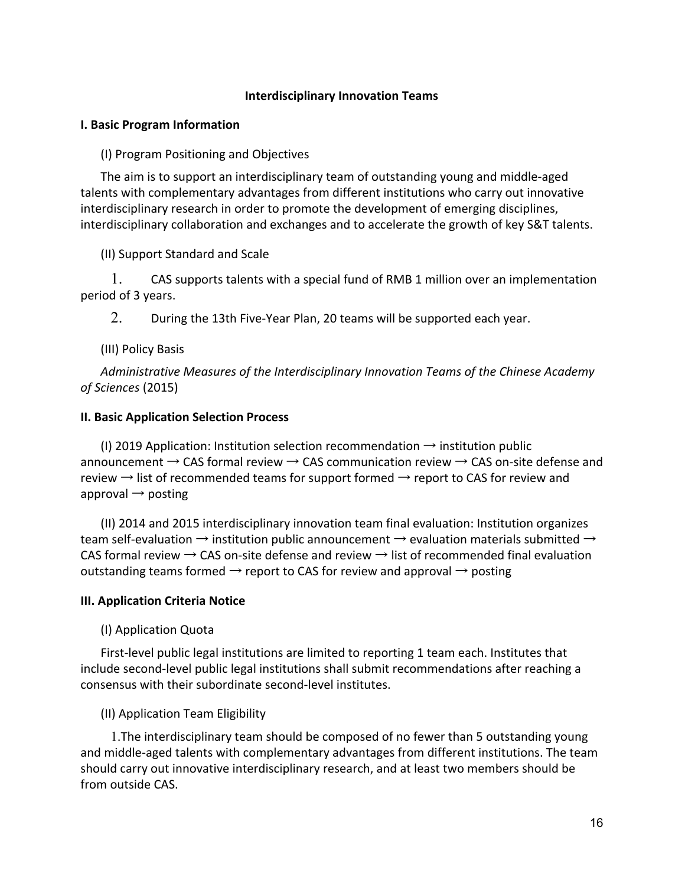## Interdisciplinary Innovation Teams

### I. Basic Program Information

(I) Program Positioning and Objectives

The aim is to support an interdisciplinary team of outstanding young and middle-aged talents with complementary advantages from different institutions who carry out innovative interdisciplinary research in order to promote the development of emerging disciplines, interdisciplinary collaboration and exchanges and to accelerate the growth of key S&T talents.

(II) Support Standard and Scale

1. CAS supports talents with a special fund of RMB 1 million over an implementation period of 3 years.
2. During the 13th Five-Year Plan, 20 teams will be supported each year.

(III) Policy Basis

*Administrative Measures of the Interdisciplinary Innovation Teams of the Chinese Academy of Sciences* (2015)

### II. Basic Application Selection Process

(I) 2019 Application: Institution selection recommendation → institution public announcement → CAS formal review → CAS communication review → CAS on-site defense and review → list of recommended teams for support formed → report to CAS for review and approval → posting

(II) 2014 and 2015 interdisciplinary innovation team final evaluation: Institution organizes team self-evaluation → institution public announcement → evaluation materials submitted → CAS formal review → CAS on-site defense and review → list of recommended final evaluation outstanding teams formed → report to CAS for review and approval → posting

### III. Application Criteria Notice

(I) Application Quota

First-level public legal institutions are limited to reporting 1 team each. Institutes that include second-level public legal institutions shall submit recommendations after reaching a consensus with their subordinate second-level institutes.

(II) Application Team Eligibility

1.The interdisciplinary team should be composed of no fewer than 5 outstanding young and middle-aged talents with complementary advantages from different institutions. The team should carry out innovative interdisciplinary research, and at least two members should be from outside CAS.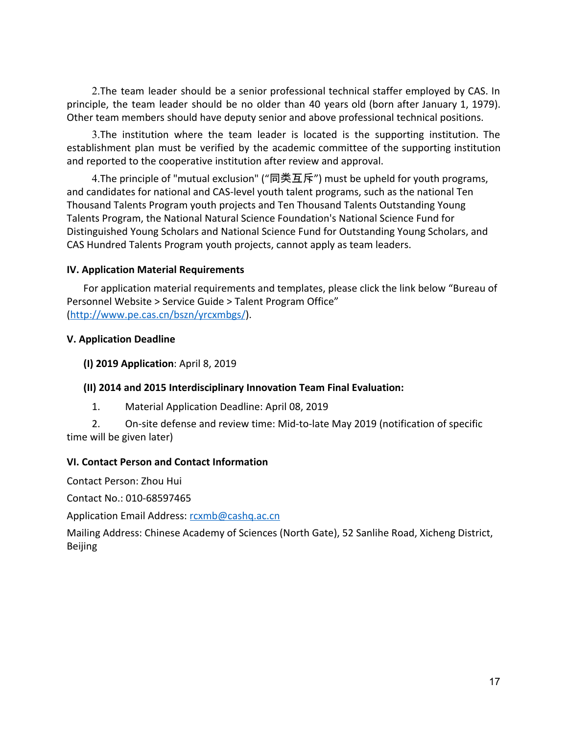2.The team leader should be a senior professional technical staffer employed by CAS. In principle, the team leader should be no older than 40 years old (born after January 1, 1979). Other team members should have deputy senior and above professional technical positions.

3.The institution where the team leader is located is the supporting institution. The establishment plan must be verified by the academic committee of the supporting institution and reported to the cooperative institution after review and approval.

4.The principle of "mutual exclusion" (“同类互斥”) must be upheld for youth programs, and candidates for national and CAS-level youth talent programs, such as the national Ten Thousand Talents Program youth projects and Ten Thousand Talents Outstanding Young Talents Program, the National Natural Science Foundation's National Science Fund for Distinguished Young Scholars and National Science Fund for Outstanding Young Scholars, and CAS Hundred Talents Program youth projects, cannot apply as team leaders.

**IV. Application Material Requirements**

For application material requirements and templates, please click the link below “Bureau of Personnel Website > Service Guide > Talent Program Office” (http://www.pe.cas.cn/bszn/yrcxmbgs/).

**V. Application Deadline**

**(I) 2019 Application**: April 8, 2019

**(II) 2014 and 2015 Interdisciplinary Innovation Team Final Evaluation:**

1. Material Application Deadline: April 08, 2019
2. On-site defense and review time: Mid-to-late May 2019 (notification of specific time will be given later)

**VI. Contact Person and Contact Information**

Contact Person: Zhou Hui

Contact No.: 010-68597465

Application Email Address: rcxmb@cashq.ac.cn

Mailing Address: Chinese Academy of Sciences (North Gate), 52 Sanlihe Road, Xicheng District, Beijing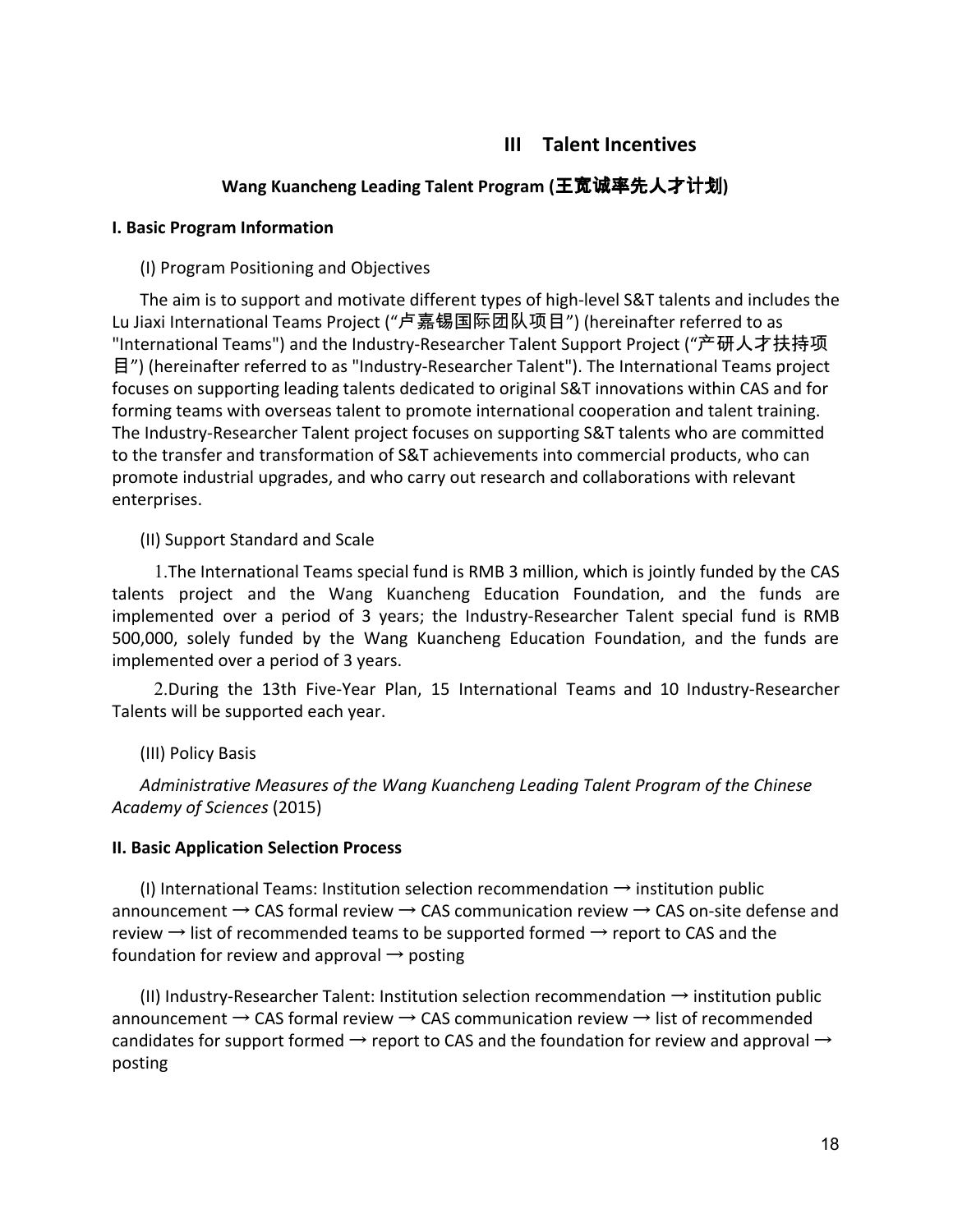# III Talent Incentives

## Wang Kuancheng Leading Talent Program (王宽诚率先人才计划)

### I. Basic Program Information

(I) Program Positioning and Objectives

The aim is to support and motivate different types of high-level S&T talents and includes the Lu Jiaxi International Teams Project (“卢嘉锡国际团队项目”) (hereinafter referred to as "International Teams") and the Industry-Researcher Talent Support Project (“产研人才扶持项目”) (hereinafter referred to as "Industry-Researcher Talent"). The International Teams project focuses on supporting leading talents dedicated to original S&T innovations within CAS and for forming teams with overseas talent to promote international cooperation and talent training. The Industry-Researcher Talent project focuses on supporting S&T talents who are committed to the transfer and transformation of S&T achievements into commercial products, who can promote industrial upgrades, and who carry out research and collaborations with relevant enterprises.

(II) Support Standard and Scale

1.The International Teams special fund is RMB 3 million, which is jointly funded by the CAS talents project and the Wang Kuancheng Education Foundation, and the funds are implemented over a period of 3 years; the Industry-Researcher Talent special fund is RMB 500,000, solely funded by the Wang Kuancheng Education Foundation, and the funds are implemented over a period of 3 years.

2.During the 13th Five-Year Plan, 15 International Teams and 10 Industry-Researcher Talents will be supported each year.

(III) Policy Basis

*Administrative Measures of the Wang Kuancheng Leading Talent Program of the Chinese Academy of Sciences* (2015)

### II. Basic Application Selection Process

(I) International Teams: Institution selection recommendation → institution public announcement → CAS formal review → CAS communication review → CAS on-site defense and review → list of recommended teams to be supported formed → report to CAS and the foundation for review and approval → posting

(II) Industry-Researcher Talent: Institution selection recommendation → institution public announcement → CAS formal review → CAS communication review → list of recommended candidates for support formed → report to CAS and the foundation for review and approval → posting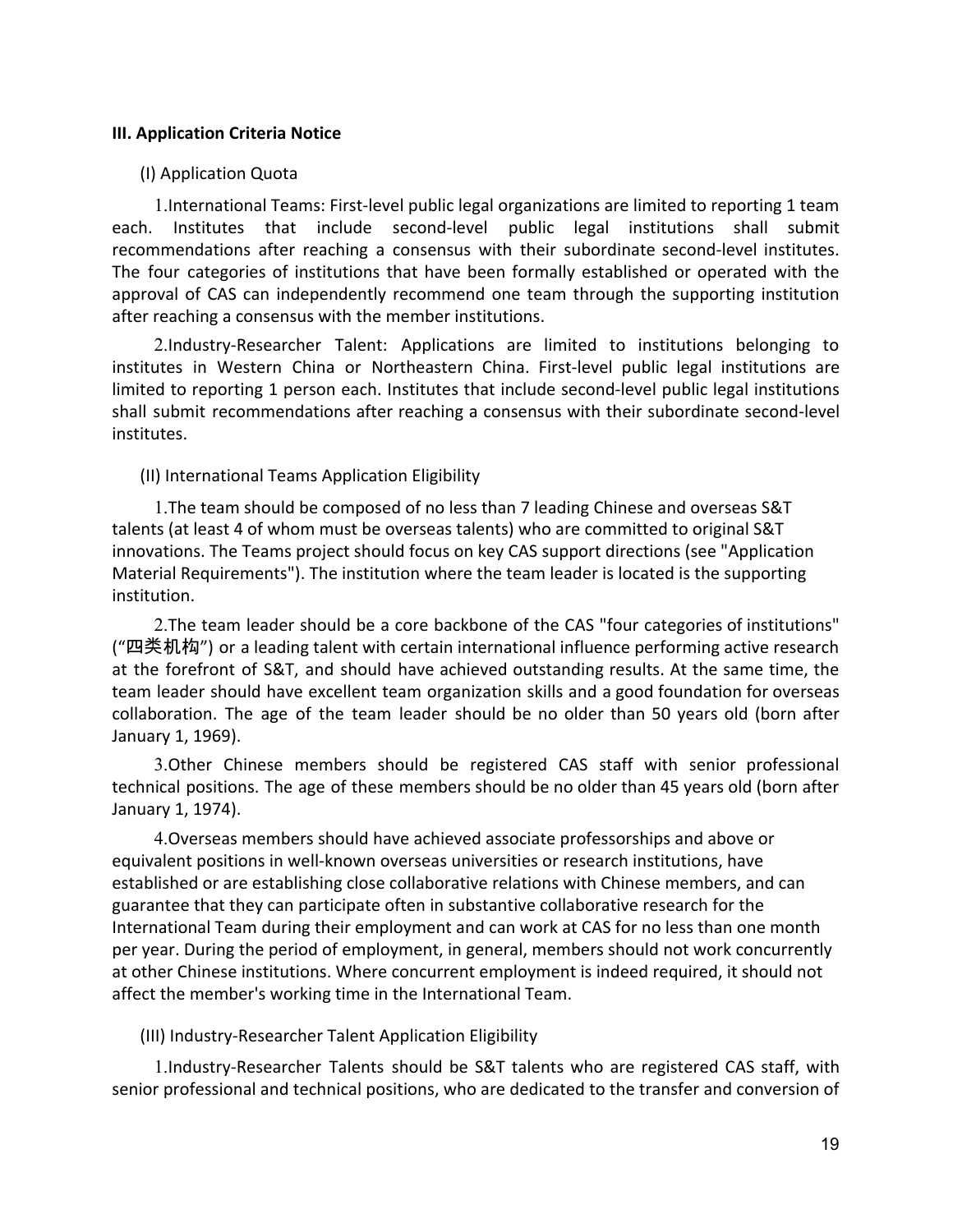**III. Application Criteria Notice**

(I) Application Quota

1.International Teams: First-level public legal organizations are limited to reporting 1 team each. Institutes that include second-level public legal institutions shall submit recommendations after reaching a consensus with their subordinate second-level institutes. The four categories of institutions that have been formally established or operated with the approval of CAS can independently recommend one team through the supporting institution after reaching a consensus with the member institutions.

2.Industry-Researcher Talent: Applications are limited to institutions belonging to institutes in Western China or Northeastern China. First-level public legal institutions are limited to reporting 1 person each. Institutes that include second-level public legal institutions shall submit recommendations after reaching a consensus with their subordinate second-level institutes.

(II) International Teams Application Eligibility

1.The team should be composed of no less than 7 leading Chinese and overseas S&T talents (at least 4 of whom must be overseas talents) who are committed to original S&T innovations. The Teams project should focus on key CAS support directions (see "Application Material Requirements"). The institution where the team leader is located is the supporting institution.

2.The team leader should be a core backbone of the CAS "four categories of institutions" (“四类机构”) or a leading talent with certain international influence performing active research at the forefront of S&T, and should have achieved outstanding results. At the same time, the team leader should have excellent team organization skills and a good foundation for overseas collaboration. The age of the team leader should be no older than 50 years old (born after January 1, 1969).

3.Other Chinese members should be registered CAS staff with senior professional technical positions. The age of these members should be no older than 45 years old (born after January 1, 1974).

4.Overseas members should have achieved associate professorships and above or equivalent positions in well-known overseas universities or research institutions, have established or are establishing close collaborative relations with Chinese members, and can guarantee that they can participate often in substantive collaborative research for the International Team during their employment and can work at CAS for no less than one month per year. During the period of employment, in general, members should not work concurrently at other Chinese institutions. Where concurrent employment is indeed required, it should not affect the member's working time in the International Team.

(III) Industry-Researcher Talent Application Eligibility

1.Industry-Researcher Talents should be S&T talents who are registered CAS staff, with senior professional and technical positions, who are dedicated to the transfer and conversion of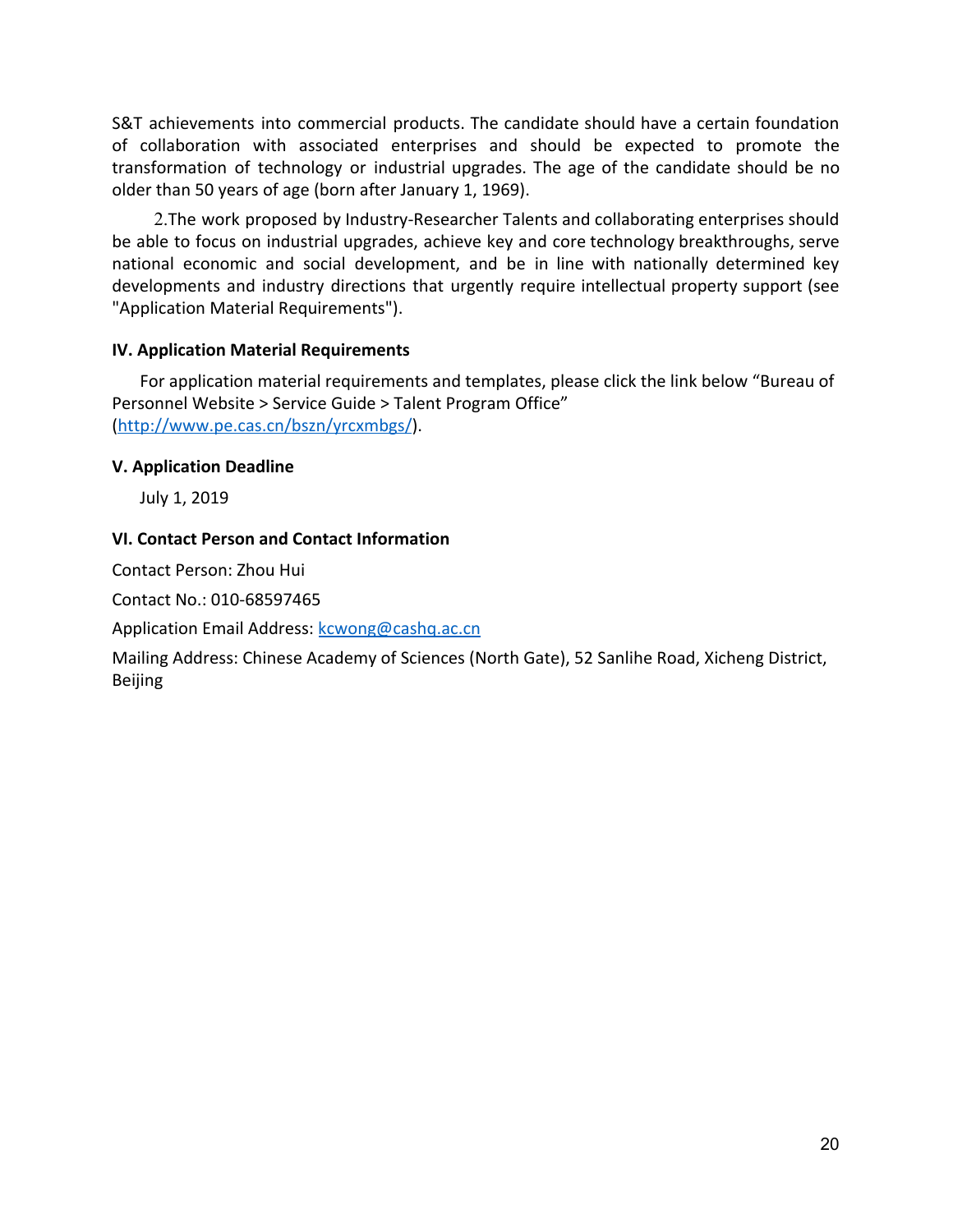S&T achievements into commercial products. The candidate should have a certain foundation of collaboration with associated enterprises and should be expected to promote the transformation of technology or industrial upgrades. The age of the candidate should be no older than 50 years of age (born after January 1, 1969).

2.The work proposed by Industry-Researcher Talents and collaborating enterprises should be able to focus on industrial upgrades, achieve key and core technology breakthroughs, serve national economic and social development, and be in line with nationally determined key developments and industry directions that urgently require intellectual property support (see "Application Material Requirements").

**IV. Application Material Requirements**

For application material requirements and templates, please click the link below "Bureau of Personnel Website > Service Guide > Talent Program Office" (http://www.pe.cas.cn/bszn/yrcxmbgs/).

**V. Application Deadline**

July 1, 2019

**VI. Contact Person and Contact Information**

Contact Person: Zhou Hui

Contact No.: 010-68597465

Application Email Address: kcwong@cashq.ac.cn

Mailing Address: Chinese Academy of Sciences (North Gate), 52 Sanlihe Road, Xicheng District, Beijing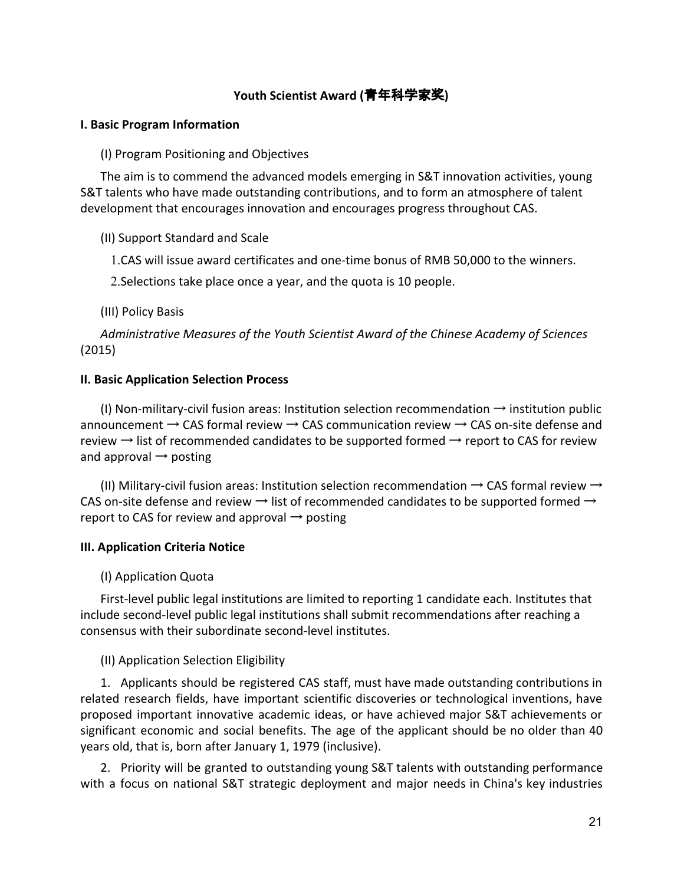## Youth Scientist Award (青年科学家奖)

### I. Basic Program Information

(I) Program Positioning and Objectives

The aim is to commend the advanced models emerging in S&T innovation activities, young S&T talents who have made outstanding contributions, and to form an atmosphere of talent development that encourages innovation and encourages progress throughout CAS.

(II) Support Standard and Scale

1. CAS will issue award certificates and one-time bonus of RMB 50,000 to the winners.
2. Selections take place once a year, and the quota is 10 people.

(III) Policy Basis

*Administrative Measures of the Youth Scientist Award of the Chinese Academy of Sciences* (2015)

### II. Basic Application Selection Process

(I) Non-military-civil fusion areas: Institution selection recommendation → institution public announcement → CAS formal review → CAS communication review → CAS on-site defense and review → list of recommended candidates to be supported formed → report to CAS for review and approval → posting

(II) Military-civil fusion areas: Institution selection recommendation → CAS formal review → CAS on-site defense and review → list of recommended candidates to be supported formed → report to CAS for review and approval → posting

### III. Application Criteria Notice

(I) Application Quota

First-level public legal institutions are limited to reporting 1 candidate each. Institutes that include second-level public legal institutions shall submit recommendations after reaching a consensus with their subordinate second-level institutes.

(II) Application Selection Eligibility

1. Applicants should be registered CAS staff, must have made outstanding contributions in related research fields, have important scientific discoveries or technological inventions, have proposed important innovative academic ideas, or have achieved major S&T achievements or significant economic and social benefits. The age of the applicant should be no older than 40 years old, that is, born after January 1, 1979 (inclusive).

2. Priority will be granted to outstanding young S&T talents with outstanding performance with a focus on national S&T strategic deployment and major needs in China's key industries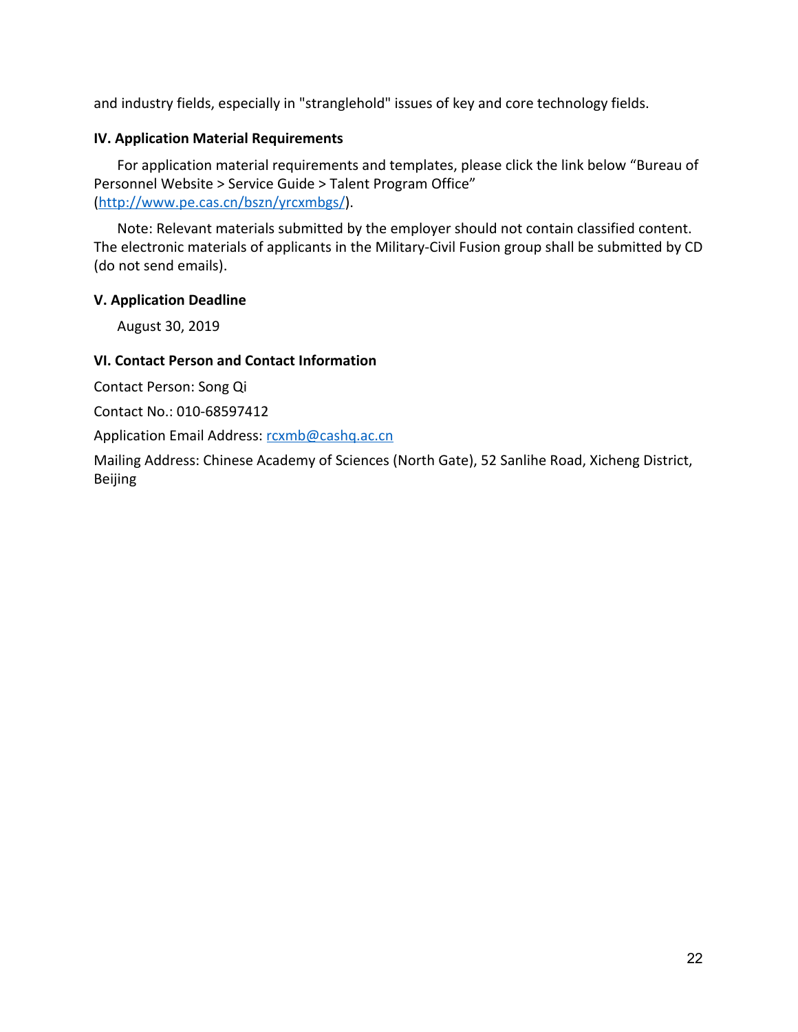and industry fields, especially in "stranglehold" issues of key and core technology fields.

**IV. Application Material Requirements**

For application material requirements and templates, please click the link below "Bureau of Personnel Website > Service Guide > Talent Program Office" (http://www.pe.cas.cn/bszn/yrcxmbgs/).

Note: Relevant materials submitted by the employer should not contain classified content. The electronic materials of applicants in the Military-Civil Fusion group shall be submitted by CD (do not send emails).

**V. Application Deadline**

August 30, 2019

**VI. Contact Person and Contact Information**

Contact Person: Song Qi

Contact No.: 010-68597412

Application Email Address: rcxmb@cashq.ac.cn

Mailing Address: Chinese Academy of Sciences (North Gate), 52 Sanlihe Road, Xicheng District, Beijing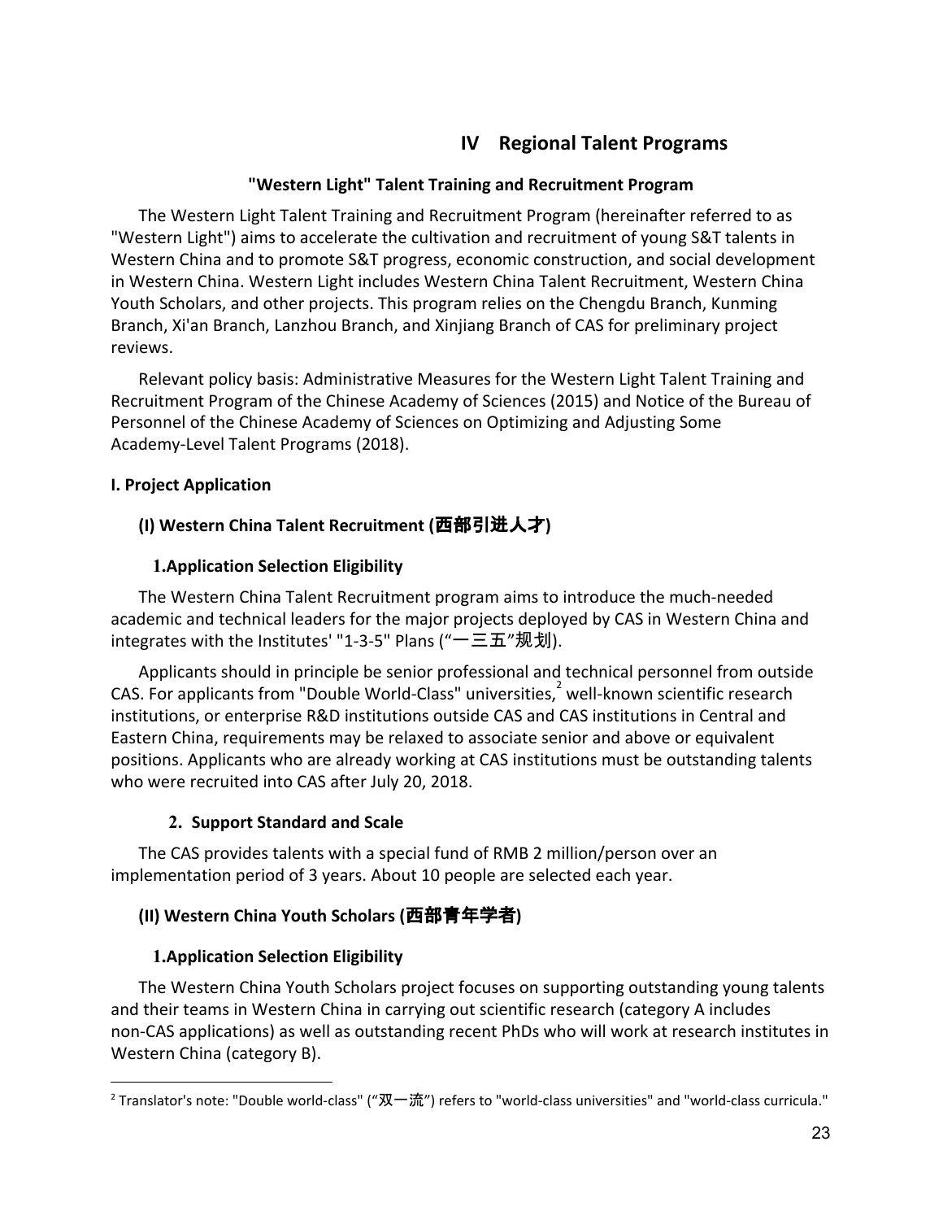## IV Regional Talent Programs

### "Western Light" Talent Training and Recruitment Program

The Western Light Talent Training and Recruitment Program (hereinafter referred to as "Western Light") aims to accelerate the cultivation and recruitment of young S&T talents in Western China and to promote S&T progress, economic construction, and social development in Western China. Western Light includes Western China Talent Recruitment, Western China Youth Scholars, and other projects. This program relies on the Chengdu Branch, Kunming Branch, Xi'an Branch, Lanzhou Branch, and Xinjiang Branch of CAS for preliminary project reviews.

Relevant policy basis: Administrative Measures for the Western Light Talent Training and Recruitment Program of the Chinese Academy of Sciences (2015) and Notice of the Bureau of Personnel of the Chinese Academy of Sciences on Optimizing and Adjusting Some Academy-Level Talent Programs (2018).

**I. Project Application**

**(I) Western China Talent Recruitment (西部引进人才)**

**1.Application Selection Eligibility**

The Western China Talent Recruitment program aims to introduce the much-needed academic and technical leaders for the major projects deployed by CAS in Western China and integrates with the Institutes' "1-3-5" Plans ("一三五"规划).

Applicants should in principle be senior professional and technical personnel from outside CAS. For applicants from "Double World-Class" universities,[2] well-known scientific research institutions, or enterprise R&D institutions outside CAS and CAS institutions in Central and Eastern China, requirements may be relaxed to associate senior and above or equivalent positions. Applicants who are already working at CAS institutions must be outstanding talents who were recruited into CAS after July 20, 2018.

**2. Support Standard and Scale**

The CAS provides talents with a special fund of RMB 2 million/person over an implementation period of 3 years. About 10 people are selected each year.

**(II) Western China Youth Scholars (西部青年学者)**

**1.Application Selection Eligibility**

The Western China Youth Scholars project focuses on supporting outstanding young talents and their teams in Western China in carrying out scientific research (category A includes non-CAS applications) as well as outstanding recent PhDs who will work at research institutes in Western China (category B).

[2] Translator's note: "Double world-class" ("双一流") refers to "world-class universities" and "world-class curricula."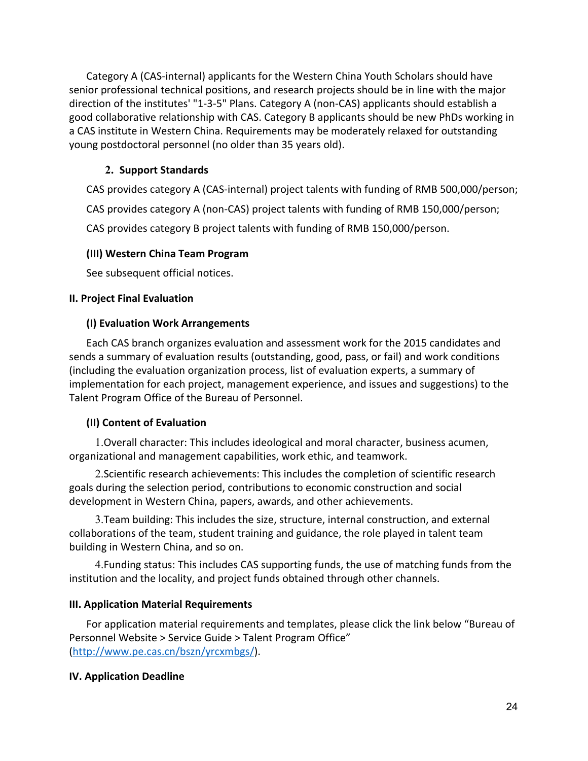Category A (CAS-internal) applicants for the Western China Youth Scholars should have senior professional technical positions, and research projects should be in line with the major direction of the institutes' "1-3-5" Plans. Category A (non-CAS) applicants should establish a good collaborative relationship with CAS. Category B applicants should be new PhDs working in a CAS institute in Western China. Requirements may be moderately relaxed for outstanding young postdoctoral personnel (no older than 35 years old).

**2. Support Standards**

CAS provides category A (CAS-internal) project talents with funding of RMB 500,000/person;

CAS provides category A (non-CAS) project talents with funding of RMB 150,000/person;

CAS provides category B project talents with funding of RMB 150,000/person.

### (III) Western China Team Program

See subsequent official notices.

## II. Project Final Evaluation

### (I) Evaluation Work Arrangements

Each CAS branch organizes evaluation and assessment work for the 2015 candidates and sends a summary of evaluation results (outstanding, good, pass, or fail) and work conditions (including the evaluation organization process, list of evaluation experts, a summary of implementation for each project, management experience, and issues and suggestions) to the Talent Program Office of the Bureau of Personnel.

### (II) Content of Evaluation

1. Overall character: This includes ideological and moral character, business acumen, organizational and management capabilities, work ethic, and teamwork.

2. Scientific research achievements: This includes the completion of scientific research goals during the selection period, contributions to economic construction and social development in Western China, papers, awards, and other achievements.

3. Team building: This includes the size, structure, internal construction, and external collaborations of the team, student training and guidance, the role played in talent team building in Western China, and so on.

4. Funding status: This includes CAS supporting funds, the use of matching funds from the institution and the locality, and project funds obtained through other channels.

## III. Application Material Requirements

For application material requirements and templates, please click the link below "Bureau of Personnel Website > Service Guide > Talent Program Office" (http://www.pe.cas.cn/bszn/yrcxmbgs/).

## IV. Application Deadline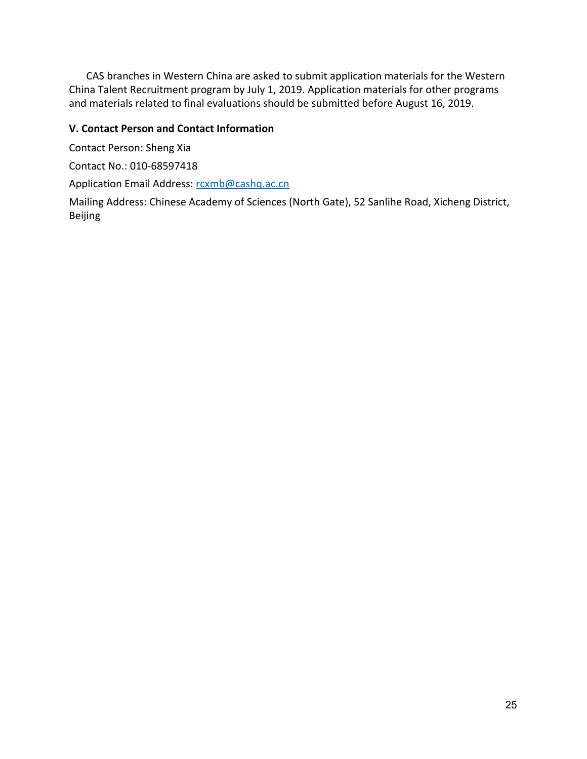CAS branches in Western China are asked to submit application materials for the Western China Talent Recruitment program by July 1, 2019. Application materials for other programs and materials related to final evaluations should be submitted before August 16, 2019.

**V. Contact Person and Contact Information**

Contact Person: Sheng Xia

Contact No.: 010-68597418

Application Email Address: rcxmb@cashq.ac.cn

Mailing Address: Chinese Academy of Sciences (North Gate), 52 Sanlihe Road, Xicheng District, Beijing